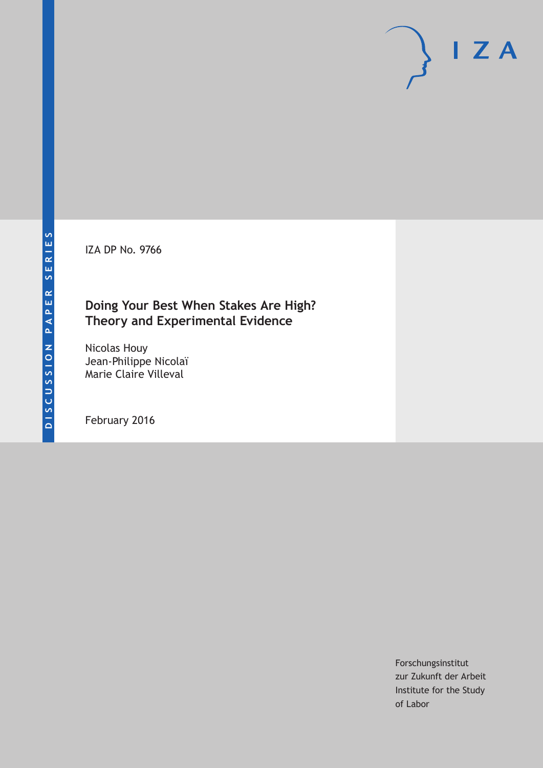DISCUSSION PAPER SERIES

IZA DP No. 9766

# Doing Your Best When Stakes Are High? Theory and Experimental Evidence

Nicolas Houy
Jean-Philippe Nicolaï
Marie Claire Villeval

February 2016

Forschungsinstitut
zur Zukunft der Arbeit
Institute for the Study
of Labor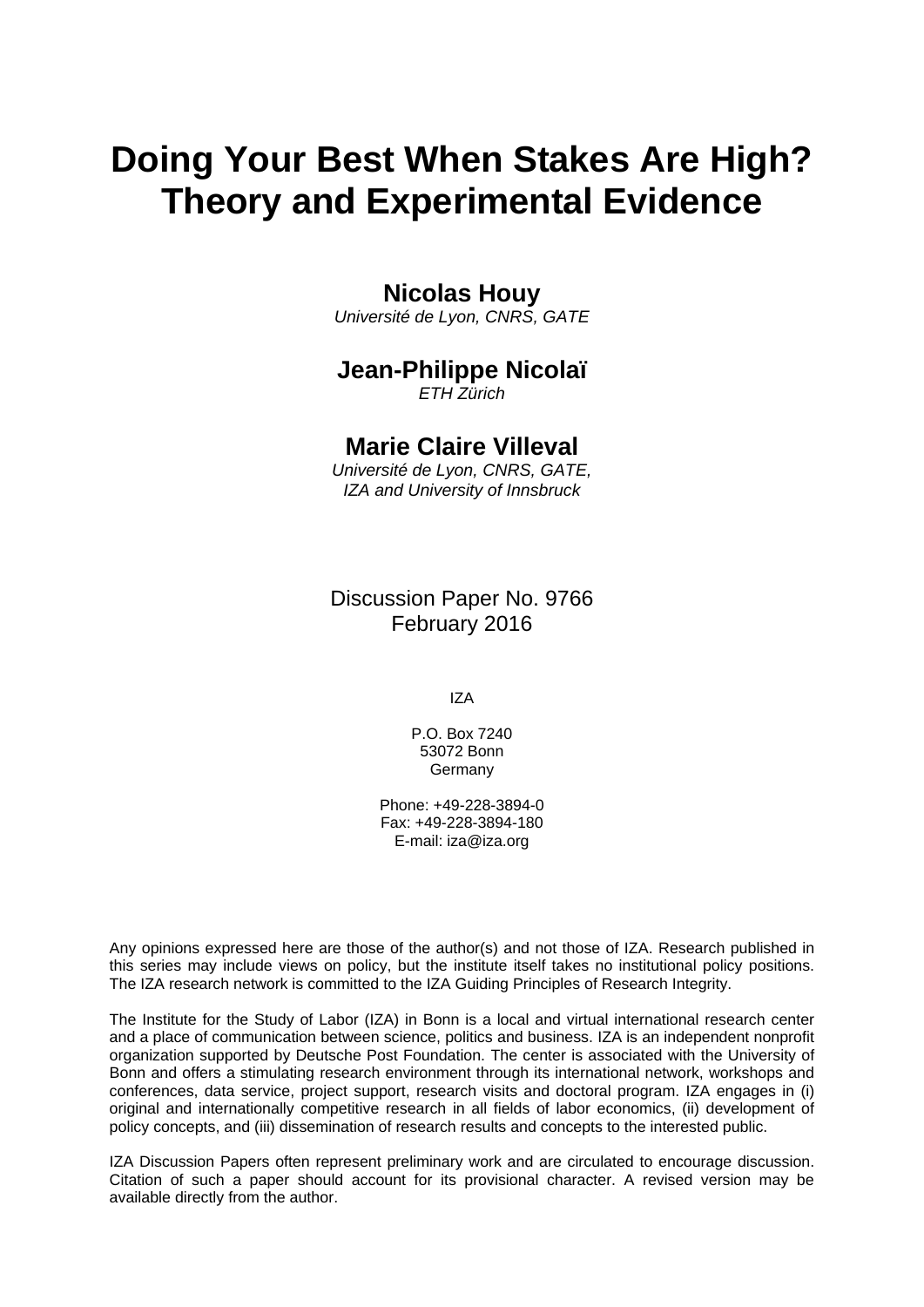# Doing Your Best When Stakes Are High? Theory and Experimental Evidence

**Nicolas Houy**
*Université de Lyon, CNRS, GATE*

**Jean-Philippe Nicolaï**
*ETH Zürich*

**Marie Claire Villeval**
*Université de Lyon, CNRS, GATE,*
*IZA and University of Innsbruck*

Discussion Paper No. 9766
February 2016

IZA

P.O. Box 7240
53072 Bonn
Germany

Phone: +49-228-3894-0
Fax: +49-228-3894-180
E-mail: iza@iza.org

Any opinions expressed here are those of the author(s) and not those of IZA. Research published in this series may include views on policy, but the institute itself takes no institutional policy positions. The IZA research network is committed to the IZA Guiding Principles of Research Integrity.

The Institute for the Study of Labor (IZA) in Bonn is a local and virtual international research center and a place of communication between science, politics and business. IZA is an independent nonprofit organization supported by Deutsche Post Foundation. The center is associated with the University of Bonn and offers a stimulating research environment through its international network, workshops and conferences, data service, project support, research visits and doctoral program. IZA engages in (i) original and internationally competitive research in all fields of labor economics, (ii) development of policy concepts, and (iii) dissemination of research results and concepts to the interested public.

IZA Discussion Papers often represent preliminary work and are circulated to encourage discussion. Citation of such a paper should account for its provisional character. A revised version may be available directly from the author.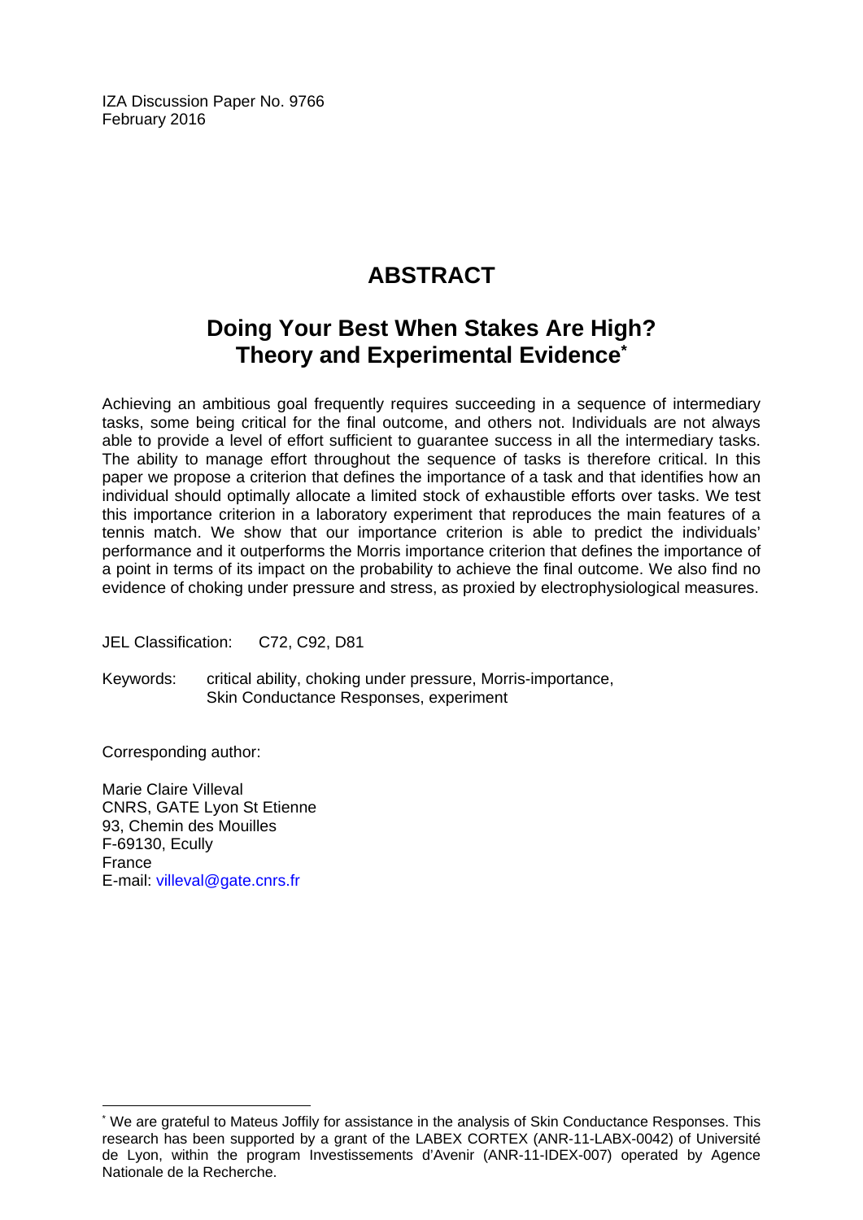IZA Discussion Paper No. 9766
February 2016

# ABSTRACT

## Doing Your Best When Stakes Are High? Theory and Experimental Evidence*

Achieving an ambitious goal frequently requires succeeding in a sequence of intermediary tasks, some being critical for the final outcome, and others not. Individuals are not always able to provide a level of effort sufficient to guarantee success in all the intermediary tasks. The ability to manage effort throughout the sequence of tasks is therefore critical. In this paper we propose a criterion that defines the importance of a task and that identifies how an individual should optimally allocate a limited stock of exhaustible efforts over tasks. We test this importance criterion in a laboratory experiment that reproduces the main features of a tennis match. We show that our importance criterion is able to predict the individuals' performance and it outperforms the Morris importance criterion that defines the importance of a point in terms of its impact on the probability to achieve the final outcome. We also find no evidence of choking under pressure and stress, as proxied by electrophysiological measures.

JEL Classification: C72, C92, D81

Keywords: critical ability, choking under pressure, Morris-importance, Skin Conductance Responses, experiment

Corresponding author:

Marie Claire Villeval
CNRS, GATE Lyon St Etienne
93, Chemin des Mouilles
F-69130, Ecully
France
E-mail: villeval@gate.cnrs.fr

---

* We are grateful to Mateus Joffily for assistance in the analysis of Skin Conductance Responses. This research has been supported by a grant of the LABEX CORTEX (ANR-11-LABX-0042) of Université de Lyon, within the program Investissements d'Avenir (ANR-11-IDEX-007) operated by Agence Nationale de la Recherche.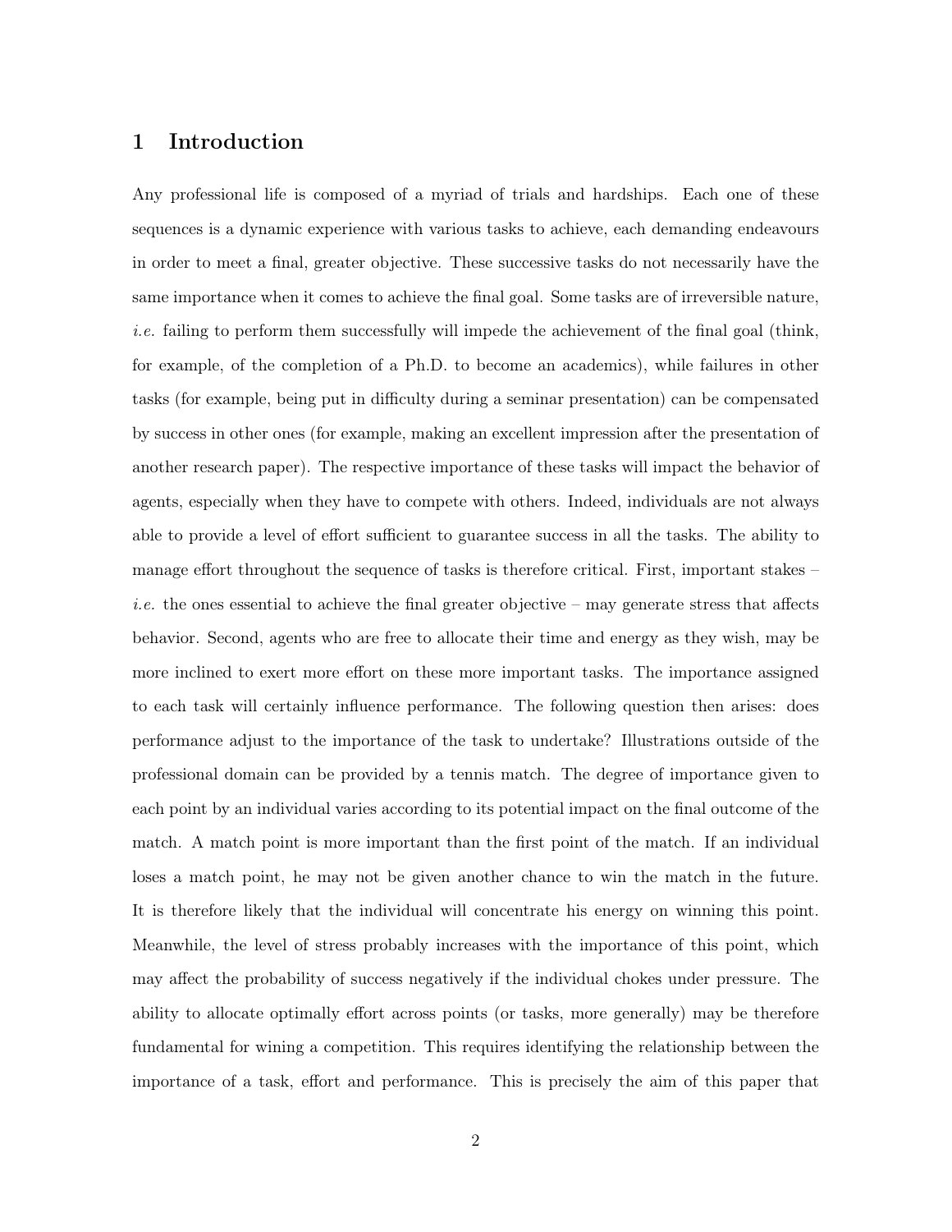# 1 Introduction

Any professional life is composed of a myriad of trials and hardships. Each one of these sequences is a dynamic experience with various tasks to achieve, each demanding endeavours in order to meet a final, greater objective. These successive tasks do not necessarily have the same importance when it comes to achieve the final goal. Some tasks are of irreversible nature, *i.e.* failing to perform them successfully will impede the achievement of the final goal (think, for example, of the completion of a Ph.D. to become an academics), while failures in other tasks (for example, being put in difficulty during a seminar presentation) can be compensated by success in other ones (for example, making an excellent impression after the presentation of another research paper). The respective importance of these tasks will impact the behavior of agents, especially when they have to compete with others. Indeed, individuals are not always able to provide a level of effort sufficient to guarantee success in all the tasks. The ability to manage effort throughout the sequence of tasks is therefore critical. First, important stakes – *i.e.* the ones essential to achieve the final greater objective – may generate stress that affects behavior. Second, agents who are free to allocate their time and energy as they wish, may be more inclined to exert more effort on these more important tasks. The importance assigned to each task will certainly influence performance. The following question then arises: does performance adjust to the importance of the task to undertake? Illustrations outside of the professional domain can be provided by a tennis match. The degree of importance given to each point by an individual varies according to its potential impact on the final outcome of the match. A match point is more important than the first point of the match. If an individual loses a match point, he may not be given another chance to win the match in the future. It is therefore likely that the individual will concentrate his energy on winning this point. Meanwhile, the level of stress probably increases with the importance of this point, which may affect the probability of success negatively if the individual chokes under pressure. The ability to allocate optimally effort across points (or tasks, more generally) may be therefore fundamental for wining a competition. This requires identifying the relationship between the importance of a task, effort and performance. This is precisely the aim of this paper that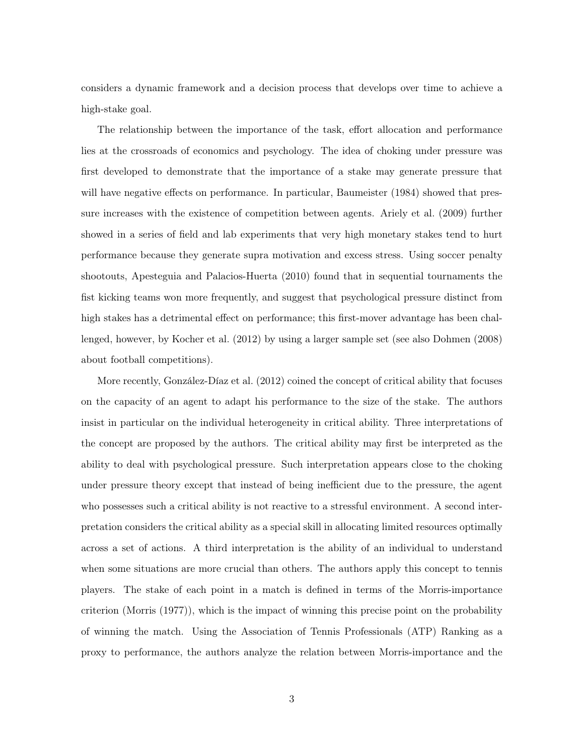considers a dynamic framework and a decision process that develops over time to achieve a high-stake goal.

The relationship between the importance of the task, effort allocation and performance lies at the crossroads of economics and psychology. The idea of choking under pressure was first developed to demonstrate that the importance of a stake may generate pressure that will have negative effects on performance. In particular, Baumeister (1984) showed that pressure increases with the existence of competition between agents. Ariely et al. (2009) further showed in a series of field and lab experiments that very high monetary stakes tend to hurt performance because they generate supra motivation and excess stress. Using soccer penalty shootouts, Apesteguia and Palacios-Huerta (2010) found that in sequential tournaments the fist kicking teams won more frequently, and suggest that psychological pressure distinct from high stakes has a detrimental effect on performance; this first-mover advantage has been challenged, however, by Kocher et al. (2012) by using a larger sample set (see also Dohmen (2008) about football competitions).

More recently, González-Díaz et al. (2012) coined the concept of critical ability that focuses on the capacity of an agent to adapt his performance to the size of the stake. The authors insist in particular on the individual heterogeneity in critical ability. Three interpretations of the concept are proposed by the authors. The critical ability may first be interpreted as the ability to deal with psychological pressure. Such interpretation appears close to the choking under pressure theory except that instead of being inefficient due to the pressure, the agent who possesses such a critical ability is not reactive to a stressful environment. A second interpretation considers the critical ability as a special skill in allocating limited resources optimally across a set of actions. A third interpretation is the ability of an individual to understand when some situations are more crucial than others. The authors apply this concept to tennis players. The stake of each point in a match is defined in terms of the Morris-importance criterion (Morris (1977)), which is the impact of winning this precise point on the probability of winning the match. Using the Association of Tennis Professionals (ATP) Ranking as a proxy to performance, the authors analyze the relation between Morris-importance and the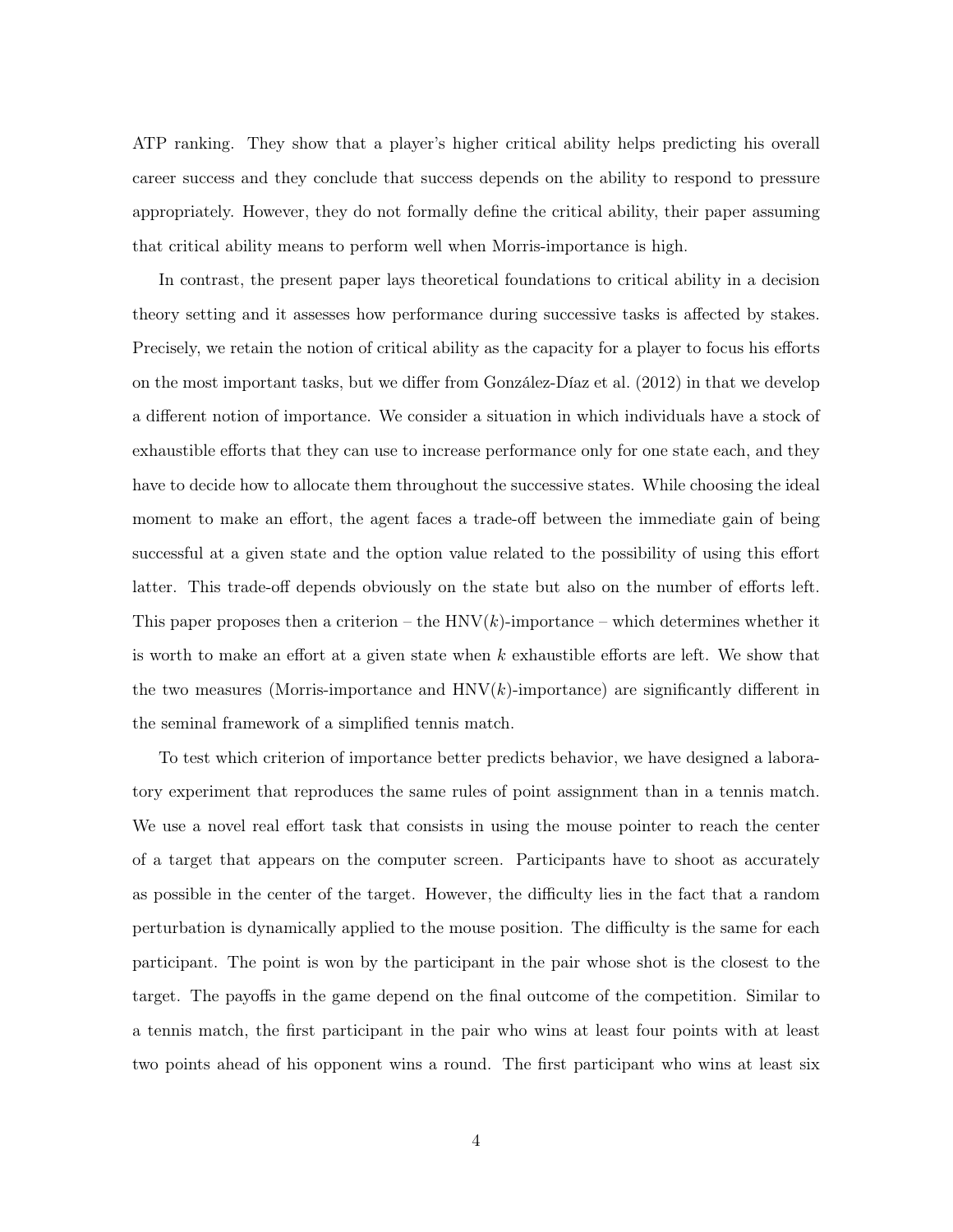ATP ranking. They show that a player's higher critical ability helps predicting his overall career success and they conclude that success depends on the ability to respond to pressure appropriately. However, they do not formally define the critical ability, their paper assuming that critical ability means to perform well when Morris-importance is high.

In contrast, the present paper lays theoretical foundations to critical ability in a decision theory setting and it assesses how performance during successive tasks is affected by stakes. Precisely, we retain the notion of critical ability as the capacity for a player to focus his efforts on the most important tasks, but we differ from González-Díaz et al. (2012) in that we develop a different notion of importance. We consider a situation in which individuals have a stock of exhaustible efforts that they can use to increase performance only for one state each, and they have to decide how to allocate them throughout the successive states. While choosing the ideal moment to make an effort, the agent faces a trade-off between the immediate gain of being successful at a given state and the option value related to the possibility of using this effort latter. This trade-off depends obviously on the state but also on the number of efforts left. This paper proposes then a criterion – the HNV($k$)-importance – which determines whether it is worth to make an effort at a given state when $k$ exhaustible efforts are left. We show that the two measures (Morris-importance and HNV($k$)-importance) are significantly different in the seminal framework of a simplified tennis match.

To test which criterion of importance better predicts behavior, we have designed a laboratory experiment that reproduces the same rules of point assignment than in a tennis match. We use a novel real effort task that consists in using the mouse pointer to reach the center of a target that appears on the computer screen. Participants have to shoot as accurately as possible in the center of the target. However, the difficulty lies in the fact that a random perturbation is dynamically applied to the mouse position. The difficulty is the same for each participant. The point is won by the participant in the pair whose shot is the closest to the target. The payoffs in the game depend on the final outcome of the competition. Similar to a tennis match, the first participant in the pair who wins at least four points with at least two points ahead of his opponent wins a round. The first participant who wins at least six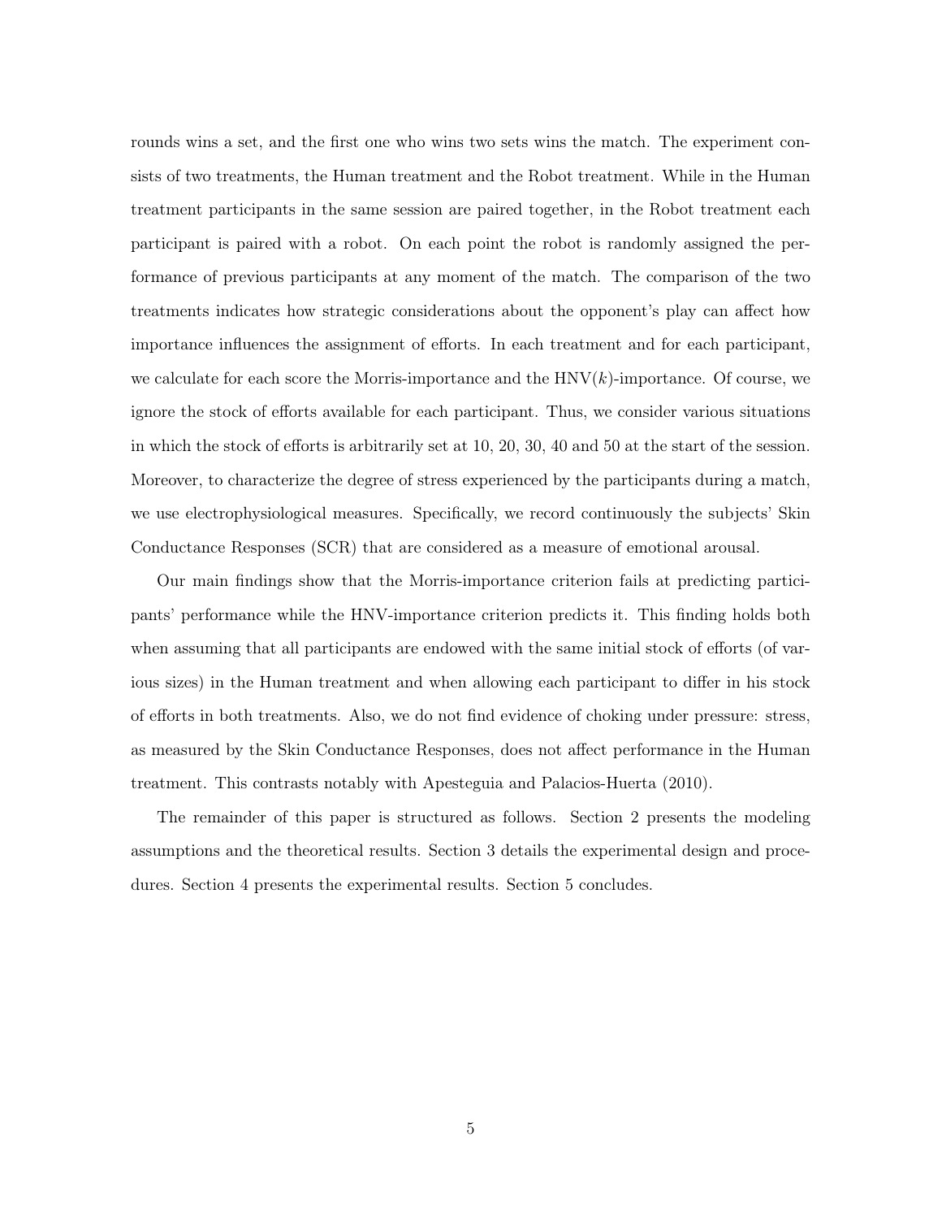rounds wins a set, and the first one who wins two sets wins the match. The experiment consists of two treatments, the Human treatment and the Robot treatment. While in the Human treatment participants in the same session are paired together, in the Robot treatment each participant is paired with a robot. On each point the robot is randomly assigned the performance of previous participants at any moment of the match. The comparison of the two treatments indicates how strategic considerations about the opponent's play can affect how importance influences the assignment of efforts. In each treatment and for each participant, we calculate for each score the Morris-importance and the HNV($k$)-importance. Of course, we ignore the stock of efforts available for each participant. Thus, we consider various situations in which the stock of efforts is arbitrarily set at 10, 20, 30, 40 and 50 at the start of the session. Moreover, to characterize the degree of stress experienced by the participants during a match, we use electrophysiological measures. Specifically, we record continuously the subjects' Skin Conductance Responses (SCR) that are considered as a measure of emotional arousal.

Our main findings show that the Morris-importance criterion fails at predicting participants' performance while the HNV-importance criterion predicts it. This finding holds both when assuming that all participants are endowed with the same initial stock of efforts (of various sizes) in the Human treatment and when allowing each participant to differ in his stock of efforts in both treatments. Also, we do not find evidence of choking under pressure: stress, as measured by the Skin Conductance Responses, does not affect performance in the Human treatment. This contrasts notably with Apesteguia and Palacios-Huerta (2010).

The remainder of this paper is structured as follows. Section 2 presents the modeling assumptions and the theoretical results. Section 3 details the experimental design and procedures. Section 4 presents the experimental results. Section 5 concludes.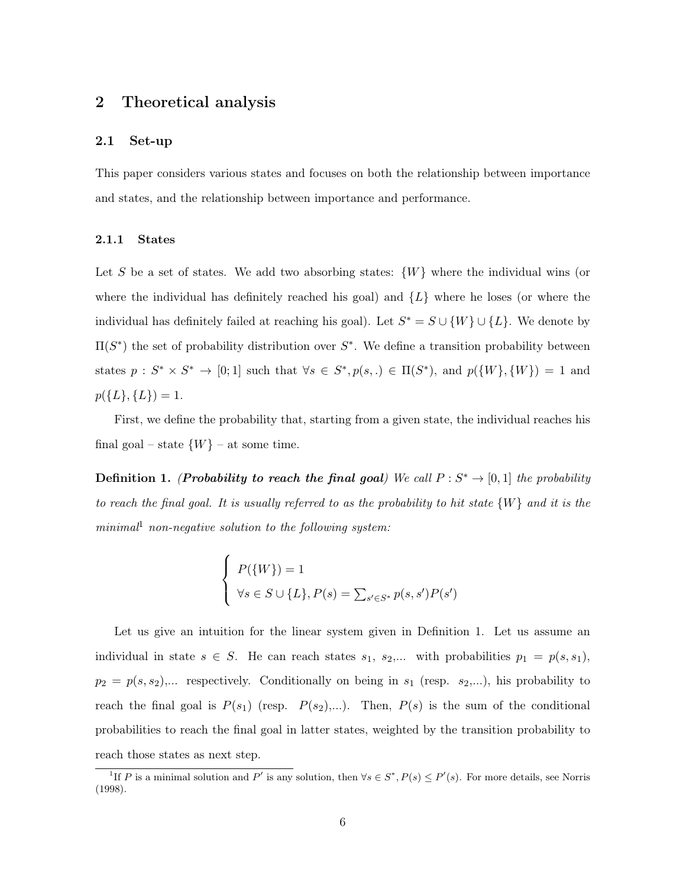## 2 Theoretical analysis

### 2.1 Set-up

This paper considers various states and focuses on both the relationship between importance and states, and the relationship between importance and performance.

#### 2.1.1 States

Let $S$ be a set of states. We add two absorbing states: $\{W\}$ where the individual wins (or where the individual has definitely reached his goal) and $\{L\}$ where he loses (or where the individual has definitely failed at reaching his goal). Let $S^* = S \cup \{W\} \cup \{L\}$. We denote by $\Pi(S^*)$ the set of probability distribution over $S^*$. We define a transition probability between states $p : S^* \times S^* \to [0; 1]$ such that $\forall s \in S^*, p(s, .) \in \Pi(S^*)$, and $p(\{W\}, \{W\}) = 1$ and $p(\{L\}, \{L\}) = 1$.

First, we define the probability that, starting from a given state, the individual reaches his final goal – state $\{W\}$ – at some time.

**Definition 1.** *(**Probability to reach the final goal**) We call $P : S^* \to [0, 1]$ the probability to reach the final goal. It is usually referred to as the probability to hit state $\{W\}$ and it is the minimal*[1] *non-negative solution to the following system:*

$$\begin{cases} P(\{W\}) = 1 \\ \forall s \in S \cup \{L\}, P(s) = \sum_{s' \in S^*} p(s, s')P(s') \end{cases}$$

Let us give an intuition for the linear system given in Definition 1. Let us assume an individual in state $s \in S$. He can reach states $s_1$, $s_2$,... with probabilities $p_1 = p(s, s_1)$, $p_2 = p(s, s_2)$,... respectively. Conditionally on being in $s_1$ (resp. $s_2$,...), his probability to reach the final goal is $P(s_1)$ (resp. $P(s_2)$,...). Then, $P(s)$ is the sum of the conditional probabilities to reach the final goal in latter states, weighted by the transition probability to reach those states as next step.

[1] If $P$ is a minimal solution and $P'$ is any solution, then $\forall s \in S^*, P(s) \leq P'(s)$. For more details, see Norris (1998).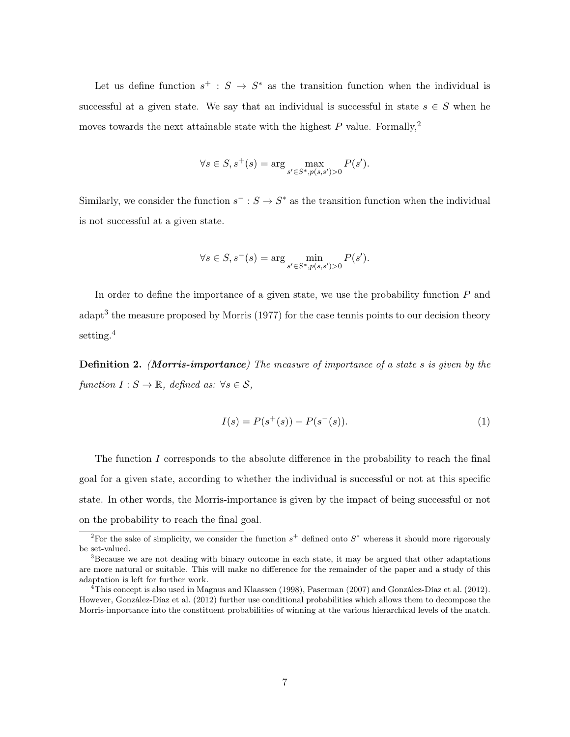Let us define function $s^+ : S \to S^*$ as the transition function when the individual is successful at a given state. We say that an individual is successful in state $s \in S$ when he moves towards the next attainable state with the highest $P$ value. Formally,[2]

$$\forall s \in S, s^+(s) = \arg \max_{s' \in S^*, p(s,s')>0} P(s').$$

Similarly, we consider the function $s^- : S \to S^*$ as the transition function when the individual is not successful at a given state.

$$\forall s \in S, s^-(s) = \arg \min_{s' \in S^*, p(s,s')>0} P(s').$$

In order to define the importance of a given state, we use the probability function $P$ and adapt[3] the measure proposed by Morris (1977) for the case tennis points to our decision theory setting.[4]

**Definition 2.** ***(Morris-importance)*** *The measure of importance of a state $s$ is given by the function $I : S \to \mathbb{R}$, defined as: $\forall s \in \mathcal{S}$,*

$$I(s) = P(s^+(s)) - P(s^-(s)). \tag{1}$$

The function $I$ corresponds to the absolute difference in the probability to reach the final goal for a given state, according to whether the individual is successful or not at this specific state. In other words, the Morris-importance is given by the impact of being successful or not on the probability to reach the final goal.

---

[2] For the sake of simplicity, we consider the function $s^+$ defined onto $S^*$ whereas it should more rigorously be set-valued.

[3] Because we are not dealing with binary outcome in each state, it may be argued that other adaptations are more natural or suitable. This will make no difference for the remainder of the paper and a study of this adaptation is left for further work.

[4] This concept is also used in Magnus and Klaassen (1998), Paserman (2007) and González-Díaz et al. (2012). However, González-Díaz et al. (2012) further use conditional probabilities which allows them to decompose the Morris-importance into the constituent probabilities of winning at the various hierarchical levels of the match.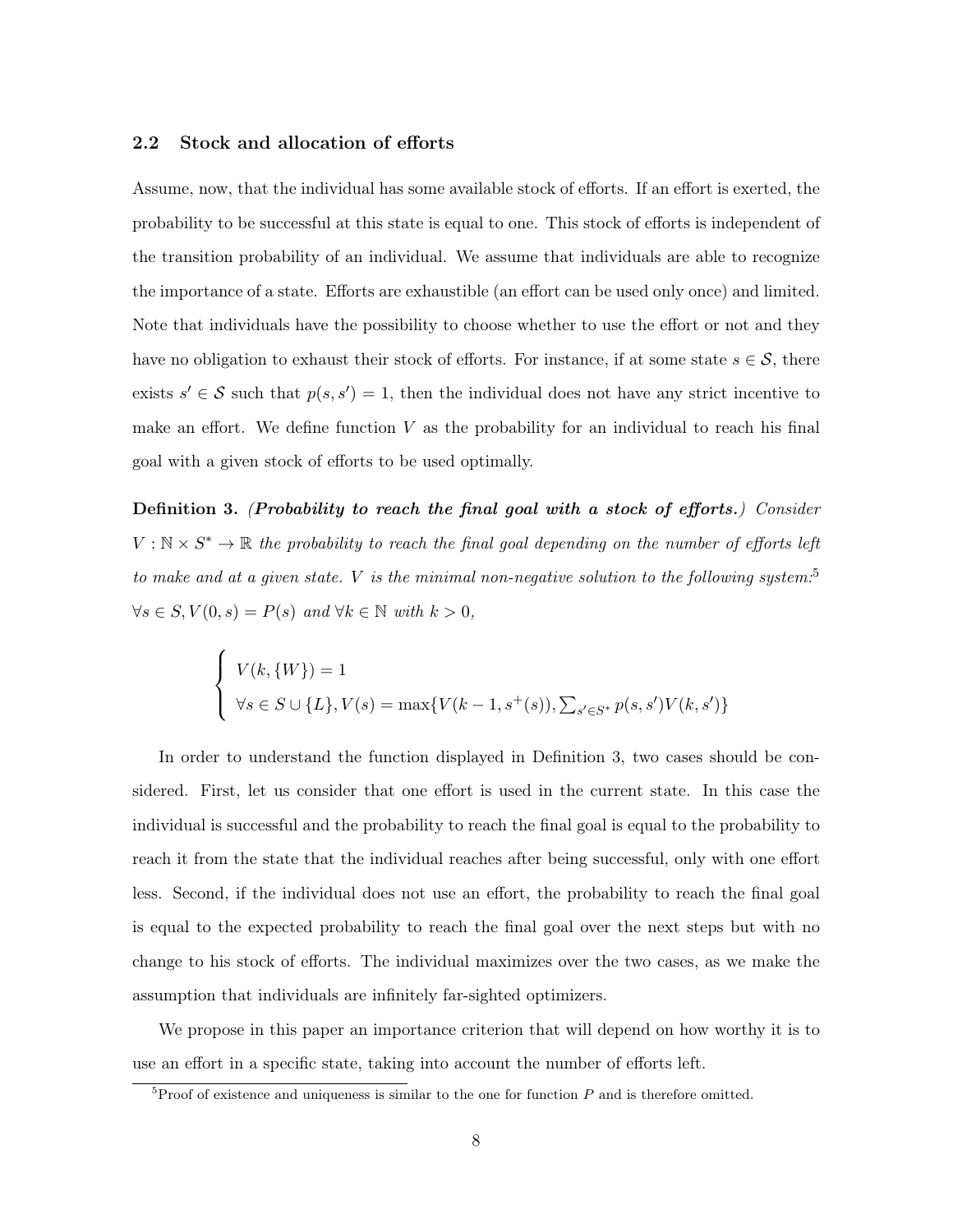### 2.2 Stock and allocation of efforts

Assume, now, that the individual has some available stock of efforts. If an effort is exerted, the probability to be successful at this state is equal to one. This stock of efforts is independent of the transition probability of an individual. We assume that individuals are able to recognize the importance of a state. Efforts are exhaustible (an effort can be used only once) and limited. Note that individuals have the possibility to choose whether to use the effort or not and they have no obligation to exhaust their stock of efforts. For instance, if at some state $s \in \mathcal{S}$, there exists $s' \in \mathcal{S}$ such that $p(s, s') = 1$, then the individual does not have any strict incentive to make an effort. We define function $V$ as the probability for an individual to reach his final goal with a given stock of efforts to be used optimally.

**Definition 3.** ***(Probability to reach the final goal with a stock of efforts.)*** *Consider $V : \mathbb{N} \times S^* \to \mathbb{R}$ the probability to reach the final goal depending on the number of efforts left to make and at a given state. $V$ is the minimal non-negative solution to the following system:*[5] *$\forall s \in S, V(0, s) = P(s)$ and $\forall k \in \mathbb{N}$ with $k > 0$,*

$$
\begin{cases}
V(k, \{W\}) = 1 \\
\forall s \in S \cup \{L\}, V(s) = \max\{V(k-1, s^+(s)), \sum_{s' \in S^*} p(s, s') V(k, s')\}
\end{cases}
$$

In order to understand the function displayed in Definition 3, two cases should be considered. First, let us consider that one effort is used in the current state. In this case the individual is successful and the probability to reach the final goal is equal to the probability to reach it from the state that the individual reaches after being successful, only with one effort less. Second, if the individual does not use an effort, the probability to reach the final goal is equal to the expected probability to reach the final goal over the next steps but with no change to his stock of efforts. The individual maximizes over the two cases, as we make the assumption that individuals are infinitely far-sighted optimizers.

We propose in this paper an importance criterion that will depend on how worthy it is to use an effort in a specific state, taking into account the number of efforts left.

[5] Proof of existence and uniqueness is similar to the one for function $P$ and is therefore omitted.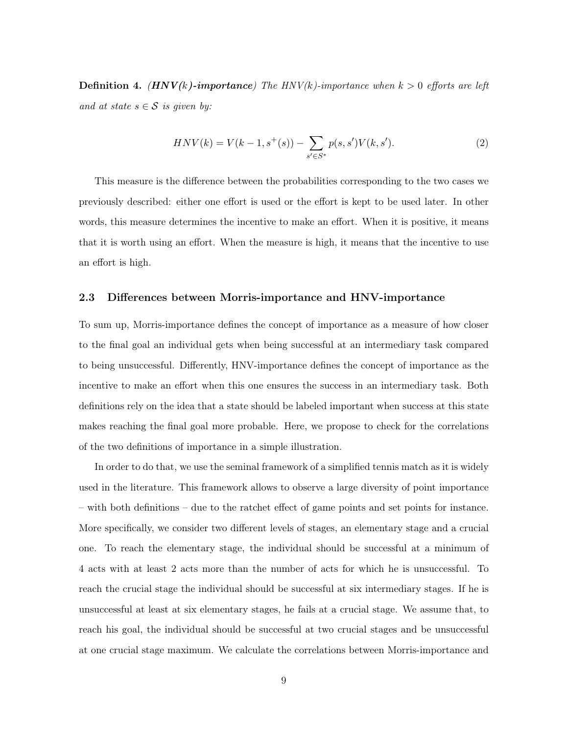**Definition 4.** ***(HNV(k)-importance)*** *The HNV(k)-importance when $k > 0$ efforts are left and at state $s \in \mathcal{S}$ is given by:*

$$HNV(k) = V(k-1, s^{+}(s)) - \sum_{s' \in S^{*}} p(s, s')V(k, s'). \tag{2}$$

This measure is the difference between the probabilities corresponding to the two cases we previously described: either one effort is used or the effort is kept to be used later. In other words, this measure determines the incentive to make an effort. When it is positive, it means that it is worth using an effort. When the measure is high, it means that the incentive to use an effort is high.

### 2.3 Differences between Morris-importance and HNV-importance

To sum up, Morris-importance defines the concept of importance as a measure of how closer to the final goal an individual gets when being successful at an intermediary task compared to being unsuccessful. Differently, HNV-importance defines the concept of importance as the incentive to make an effort when this one ensures the success in an intermediary task. Both definitions rely on the idea that a state should be labeled important when success at this state makes reaching the final goal more probable. Here, we propose to check for the correlations of the two definitions of importance in a simple illustration.

In order to do that, we use the seminal framework of a simplified tennis match as it is widely used in the literature. This framework allows to observe a large diversity of point importance – with both definitions – due to the ratchet effect of game points and set points for instance. More specifically, we consider two different levels of stages, an elementary stage and a crucial one. To reach the elementary stage, the individual should be successful at a minimum of 4 acts with at least 2 acts more than the number of acts for which he is unsuccessful. To reach the crucial stage the individual should be successful at six intermediary stages. If he is unsuccessful at least at six elementary stages, he fails at a crucial stage. We assume that, to reach his goal, the individual should be successful at two crucial stages and be unsuccessful at one crucial stage maximum. We calculate the correlations between Morris-importance and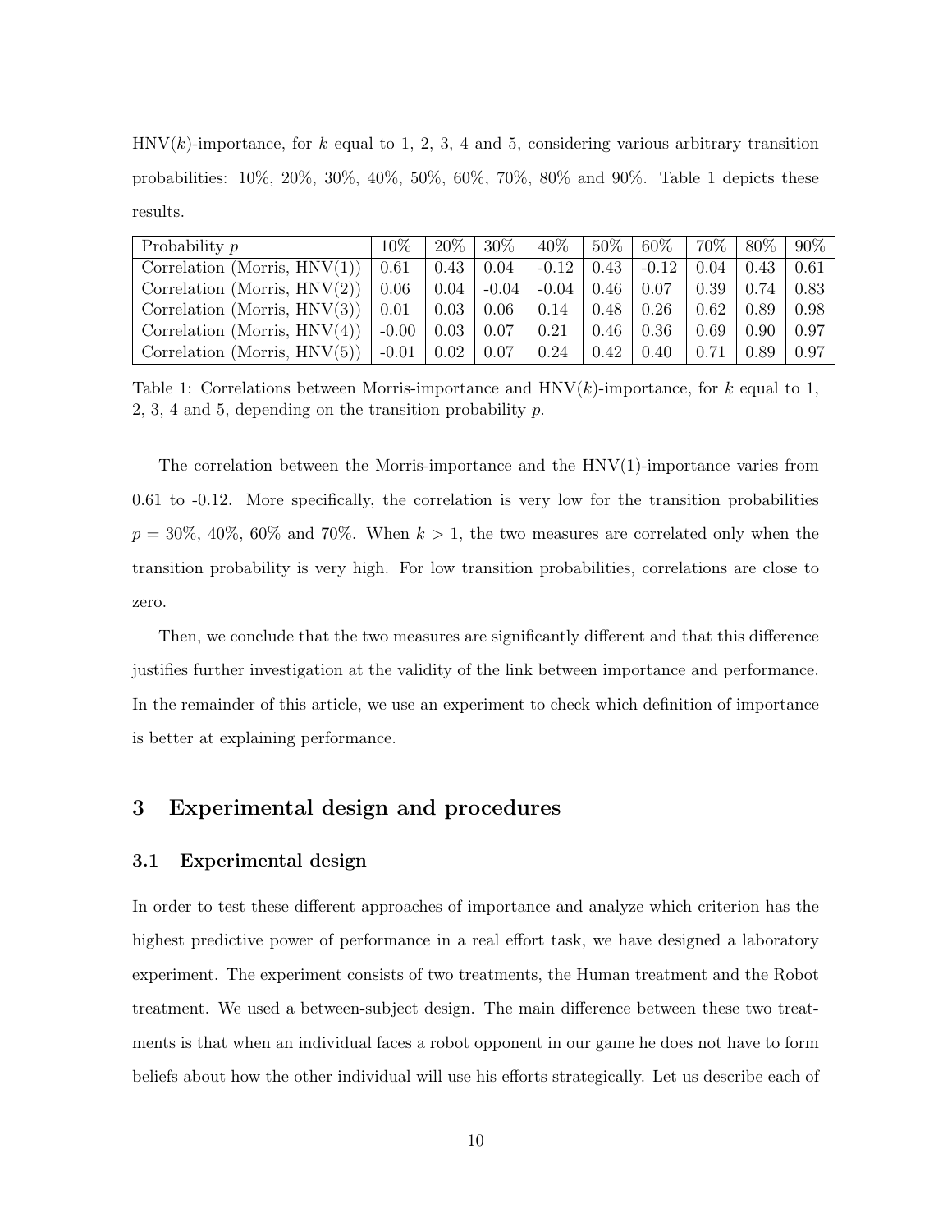HNV($k$)-importance, for $k$ equal to 1, 2, 3, 4 and 5, considering various arbitrary transition probabilities: 10%, 20%, 30%, 40%, 50%, 60%, 70%, 80% and 90%. Table 1 depicts these results.

| Probability $p$ | 10% | 20% | 30% | 40% | 50% | 60% | 70% | 80% | 90% |
|---|---|---|---|---|---|---|---|---|---|
| Correlation (Morris, HNV(1)) | 0.61 | 0.43 | 0.04 | -0.12 | 0.43 | -0.12 | 0.04 | 0.43 | 0.61 |
| Correlation (Morris, HNV(2)) | 0.06 | 0.04 | -0.04 | -0.04 | 0.46 | 0.07 | 0.39 | 0.74 | 0.83 |
| Correlation (Morris, HNV(3)) | 0.01 | 0.03 | 0.06 | 0.14 | 0.48 | 0.26 | 0.62 | 0.89 | 0.98 |
| Correlation (Morris, HNV(4)) | -0.00 | 0.03 | 0.07 | 0.21 | 0.46 | 0.36 | 0.69 | 0.90 | 0.97 |
| Correlation (Morris, HNV(5)) | -0.01 | 0.02 | 0.07 | 0.24 | 0.42 | 0.40 | 0.71 | 0.89 | 0.97 |

Table 1: Correlations between Morris-importance and HNV($k$)-importance, for $k$ equal to 1, 2, 3, 4 and 5, depending on the transition probability $p$.

The correlation between the Morris-importance and the HNV(1)-importance varies from 0.61 to -0.12. More specifically, the correlation is very low for the transition probabilities $p = 30\%$, 40%, 60% and 70%. When $k > 1$, the two measures are correlated only when the transition probability is very high. For low transition probabilities, correlations are close to zero.

Then, we conclude that the two measures are significantly different and that this difference justifies further investigation at the validity of the link between importance and performance. In the remainder of this article, we use an experiment to check which definition of importance is better at explaining performance.

# 3 Experimental design and procedures

## 3.1 Experimental design

In order to test these different approaches of importance and analyze which criterion has the highest predictive power of performance in a real effort task, we have designed a laboratory experiment. The experiment consists of two treatments, the Human treatment and the Robot treatment. We used a between-subject design. The main difference between these two treatments is that when an individual faces a robot opponent in our game he does not have to form beliefs about how the other individual will use his efforts strategically. Let us describe each of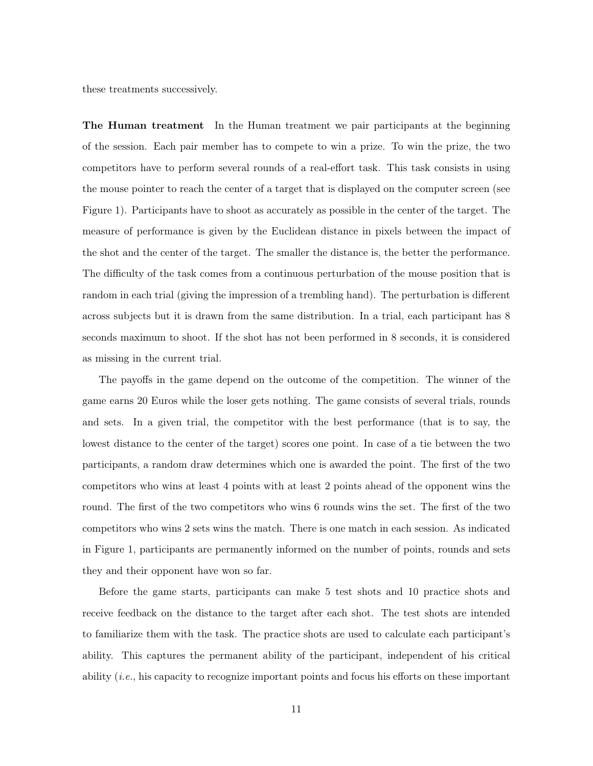these treatments successively.

**The Human treatment** In the Human treatment we pair participants at the beginning of the session. Each pair member has to compete to win a prize. To win the prize, the two competitors have to perform several rounds of a real-effort task. This task consists in using the mouse pointer to reach the center of a target that is displayed on the computer screen (see Figure 1). Participants have to shoot as accurately as possible in the center of the target. The measure of performance is given by the Euclidean distance in pixels between the impact of the shot and the center of the target. The smaller the distance is, the better the performance. The difficulty of the task comes from a continuous perturbation of the mouse position that is random in each trial (giving the impression of a trembling hand). The perturbation is different across subjects but it is drawn from the same distribution. In a trial, each participant has 8 seconds maximum to shoot. If the shot has not been performed in 8 seconds, it is considered as missing in the current trial.

The payoffs in the game depend on the outcome of the competition. The winner of the game earns 20 Euros while the loser gets nothing. The game consists of several trials, rounds and sets. In a given trial, the competitor with the best performance (that is to say, the lowest distance to the center of the target) scores one point. In case of a tie between the two participants, a random draw determines which one is awarded the point. The first of the two competitors who wins at least 4 points with at least 2 points ahead of the opponent wins the round. The first of the two competitors who wins 6 rounds wins the set. The first of the two competitors who wins 2 sets wins the match. There is one match in each session. As indicated in Figure 1, participants are permanently informed on the number of points, rounds and sets they and their opponent have won so far.

Before the game starts, participants can make 5 test shots and 10 practice shots and receive feedback on the distance to the target after each shot. The test shots are intended to familiarize them with the task. The practice shots are used to calculate each participant's ability. This captures the permanent ability of the participant, independent of his critical ability (*i.e.*, his capacity to recognize important points and focus his efforts on these important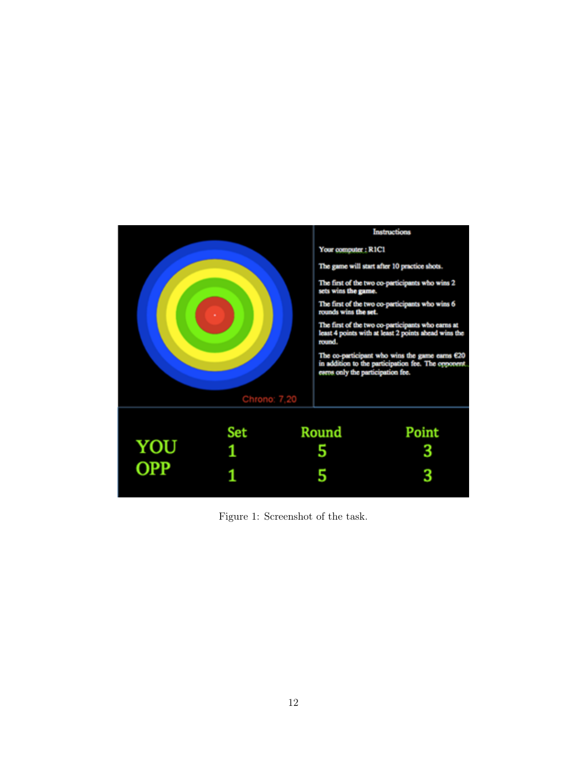Figure 1: Screenshot of the task.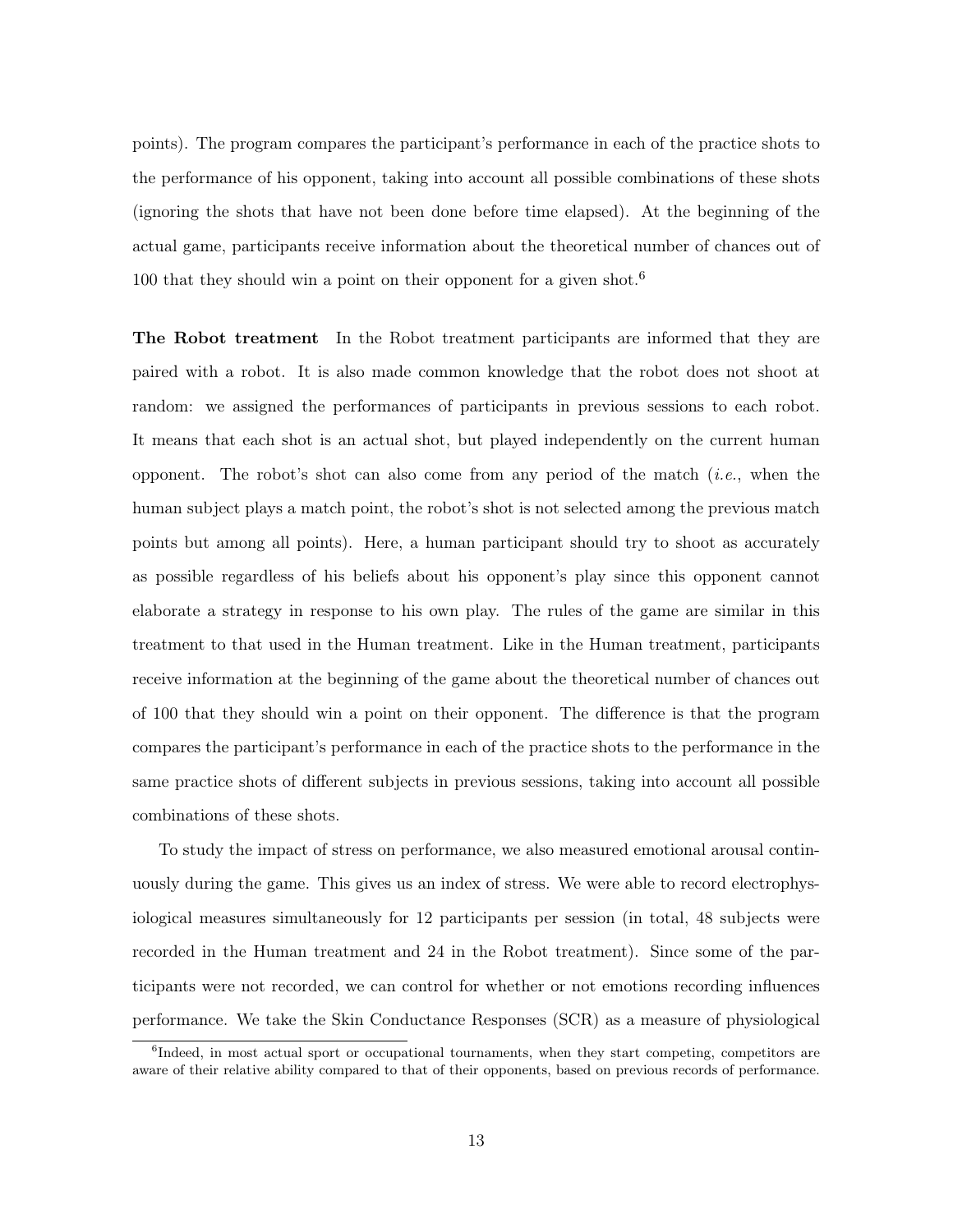points). The program compares the participant's performance in each of the practice shots to the performance of his opponent, taking into account all possible combinations of these shots (ignoring the shots that have not been done before time elapsed). At the beginning of the actual game, participants receive information about the theoretical number of chances out of 100 that they should win a point on their opponent for a given shot.[6]

**The Robot treatment** In the Robot treatment participants are informed that they are paired with a robot. It is also made common knowledge that the robot does not shoot at random: we assigned the performances of participants in previous sessions to each robot. It means that each shot is an actual shot, but played independently on the current human opponent. The robot's shot can also come from any period of the match (*i.e.*, when the human subject plays a match point, the robot's shot is not selected among the previous match points but among all points). Here, a human participant should try to shoot as accurately as possible regardless of his beliefs about his opponent's play since this opponent cannot elaborate a strategy in response to his own play. The rules of the game are similar in this treatment to that used in the Human treatment. Like in the Human treatment, participants receive information at the beginning of the game about the theoretical number of chances out of 100 that they should win a point on their opponent. The difference is that the program compares the participant's performance in each of the practice shots to the performance in the same practice shots of different subjects in previous sessions, taking into account all possible combinations of these shots.

To study the impact of stress on performance, we also measured emotional arousal continuously during the game. This gives us an index of stress. We were able to record electrophysiological measures simultaneously for 12 participants per session (in total, 48 subjects were recorded in the Human treatment and 24 in the Robot treatment). Since some of the participants were not recorded, we can control for whether or not emotions recording influences performance. We take the Skin Conductance Responses (SCR) as a measure of physiological

[6]Indeed, in most actual sport or occupational tournaments, when they start competing, competitors are aware of their relative ability compared to that of their opponents, based on previous records of performance.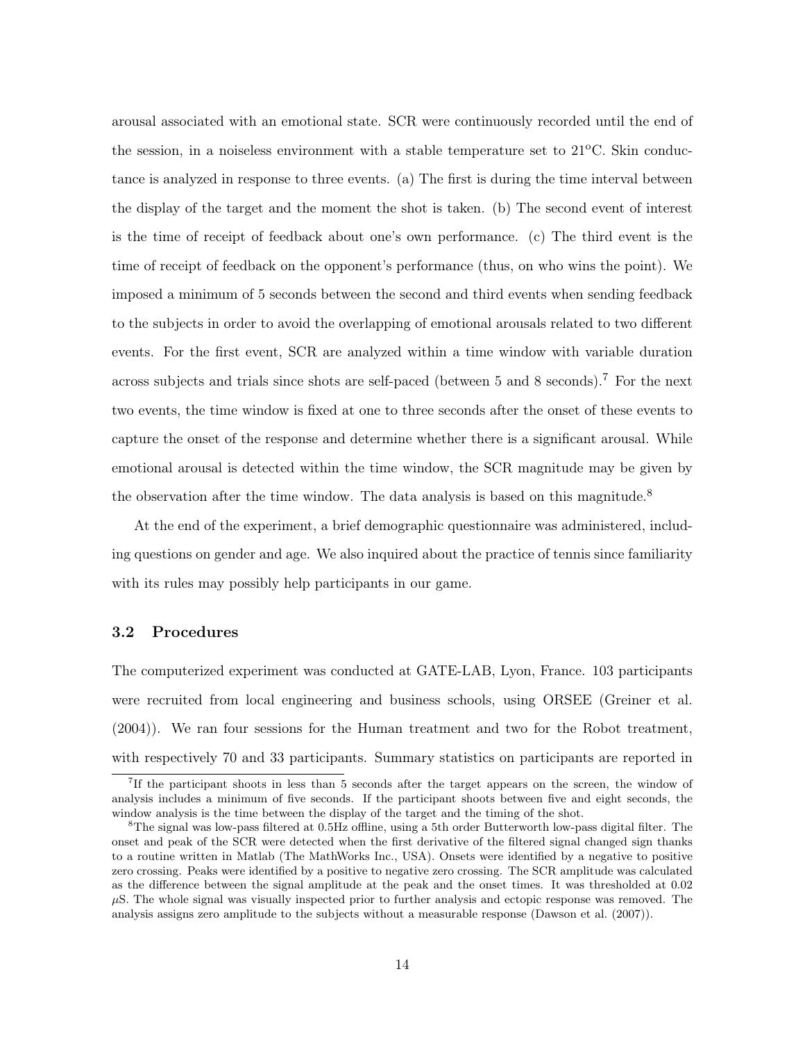arousal associated with an emotional state. SCR were continuously recorded until the end of the session, in a noiseless environment with a stable temperature set to 21°C. Skin conductance is analyzed in response to three events. (a) The first is during the time interval between the display of the target and the moment the shot is taken. (b) The second event of interest is the time of receipt of feedback about one's own performance. (c) The third event is the time of receipt of feedback on the opponent's performance (thus, on who wins the point). We imposed a minimum of 5 seconds between the second and third events when sending feedback to the subjects in order to avoid the overlapping of emotional arousals related to two different events. For the first event, SCR are analyzed within a time window with variable duration across subjects and trials since shots are self-paced (between 5 and 8 seconds).[7] For the next two events, the time window is fixed at one to three seconds after the onset of these events to capture the onset of the response and determine whether there is a significant arousal. While emotional arousal is detected within the time window, the SCR magnitude may be given by the observation after the time window. The data analysis is based on this magnitude.[8]

At the end of the experiment, a brief demographic questionnaire was administered, including questions on gender and age. We also inquired about the practice of tennis since familiarity with its rules may possibly help participants in our game.

### 3.2 Procedures

The computerized experiment was conducted at GATE-LAB, Lyon, France. 103 participants were recruited from local engineering and business schools, using ORSEE (Greiner et al. (2004)). We ran four sessions for the Human treatment and two for the Robot treatment, with respectively 70 and 33 participants. Summary statistics on participants are reported in

[7] If the participant shoots in less than 5 seconds after the target appears on the screen, the window of analysis includes a minimum of five seconds. If the participant shoots between five and eight seconds, the window analysis is the time between the display of the target and the timing of the shot.

[8] The signal was low-pass filtered at 0.5Hz offline, using a 5th order Butterworth low-pass digital filter. The onset and peak of the SCR were detected when the first derivative of the filtered signal changed sign thanks to a routine written in Matlab (The MathWorks Inc., USA). Onsets were identified by a negative to positive zero crossing. Peaks were identified by a positive to negative zero crossing. The SCR amplitude was calculated as the difference between the signal amplitude at the peak and the onset times. It was thresholded at 0.02 $\mu$S. The whole signal was visually inspected prior to further analysis and ectopic response was removed. The analysis assigns zero amplitude to the subjects without a measurable response (Dawson et al. (2007)).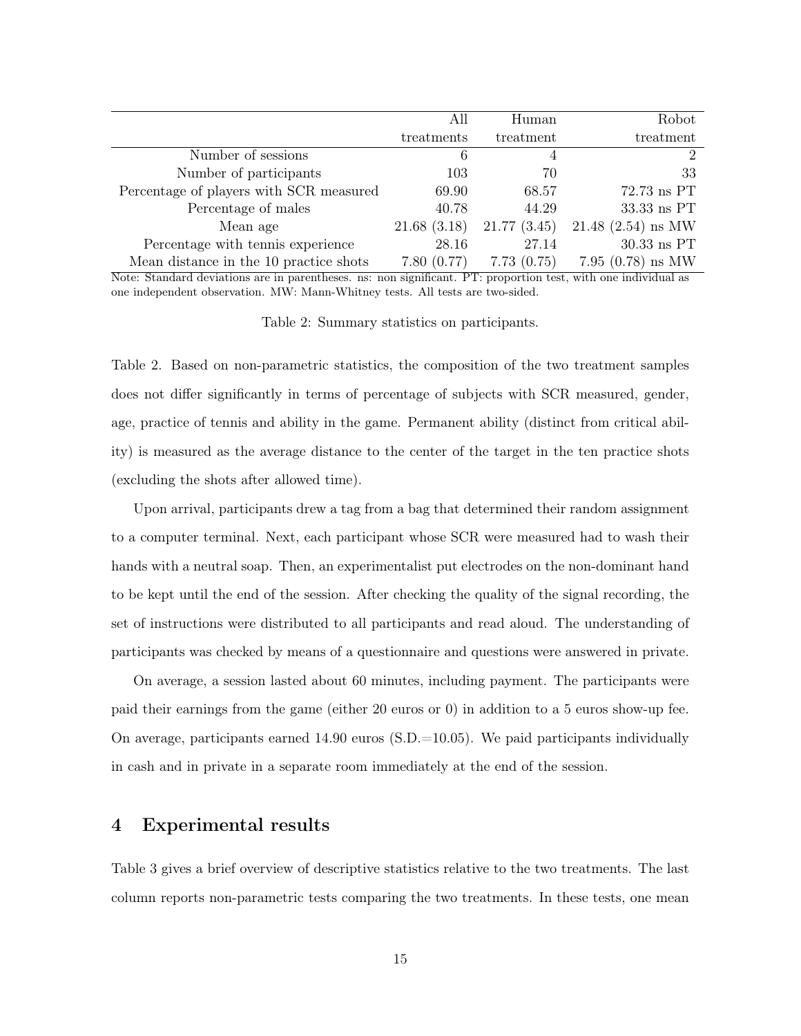| | All treatments | Human treatment | Robot treatment |
|---|---|---|---|
| Number of sessions | 6 | 4 | 2 |
| Number of participants | 103 | 70 | 33 |
| Percentage of players with SCR measured | 69.90 | 68.57 | 72.73 ns PT |
| Percentage of males | 40.78 | 44.29 | 33.33 ns PT |
| Mean age | 21.68 (3.18) | 21.77 (3.45) | 21.48 (2.54) ns MW |
| Percentage with tennis experience | 28.16 | 27.14 | 30.33 ns PT |
| Mean distance in the 10 practice shots | 7.80 (0.77) | 7.73 (0.75) | 7.95 (0.78) ns MW |

Note: Standard deviations are in parentheses. ns: non significant. PT: proportion test, with one individual as one independent observation. MW: Mann-Whitney tests. All tests are two-sided.

Table 2: Summary statistics on participants.

Table 2. Based on non-parametric statistics, the composition of the two treatment samples does not differ significantly in terms of percentage of subjects with SCR measured, gender, age, practice of tennis and ability in the game. Permanent ability (distinct from critical ability) is measured as the average distance to the center of the target in the ten practice shots (excluding the shots after allowed time).

Upon arrival, participants drew a tag from a bag that determined their random assignment to a computer terminal. Next, each participant whose SCR were measured had to wash their hands with a neutral soap. Then, an experimentalist put electrodes on the non-dominant hand to be kept until the end of the session. After checking the quality of the signal recording, the set of instructions were distributed to all participants and read aloud. The understanding of participants was checked by means of a questionnaire and questions were answered in private.

On average, a session lasted about 60 minutes, including payment. The participants were paid their earnings from the game (either 20 euros or 0) in addition to a 5 euros show-up fee. On average, participants earned 14.90 euros (S.D.=10.05). We paid participants individually in cash and in private in a separate room immediately at the end of the session.

## 4 Experimental results

Table 3 gives a brief overview of descriptive statistics relative to the two treatments. The last column reports non-parametric tests comparing the two treatments. In these tests, one mean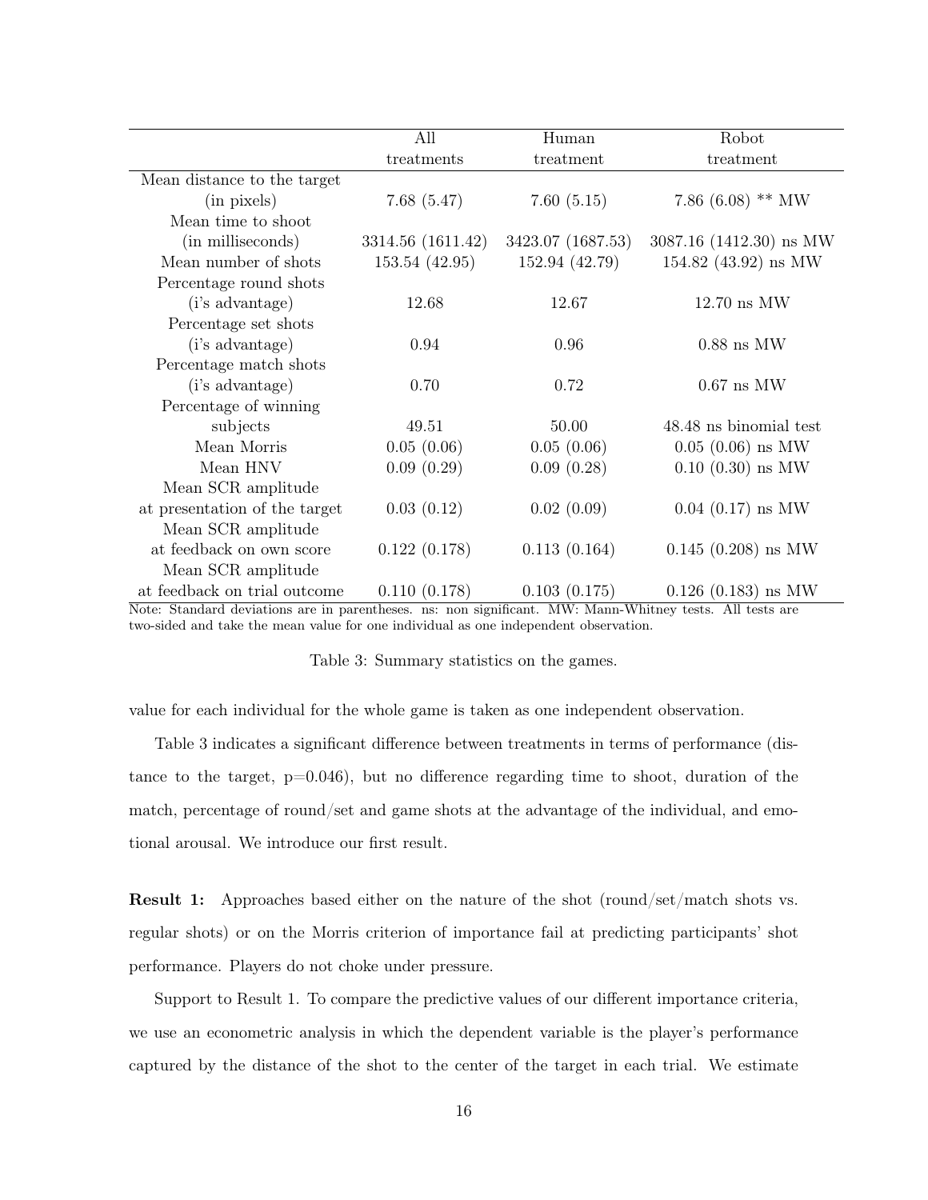| | All treatments | Human treatment | Robot treatment |
|---|---|---|---|
| Mean distance to the target (in pixels) | 7.68 (5.47) | 7.60 (5.15) | 7.86 (6.08) ** MW |
| Mean time to shoot (in milliseconds) | 3314.56 (1611.42) | 3423.07 (1687.53) | 3087.16 (1412.30) ns MW |
| Mean number of shots | 153.54 (42.95) | 152.94 (42.79) | 154.82 (43.92) ns MW |
| Percentage round shots (i's advantage) | 12.68 | 12.67 | 12.70 ns MW |
| Percentage set shots (i's advantage) | 0.94 | 0.96 | 0.88 ns MW |
| Percentage match shots (i's advantage) | 0.70 | 0.72 | 0.67 ns MW |
| Percentage of winning subjects | 49.51 | 50.00 | 48.48 ns binomial test |
| Mean Morris | 0.05 (0.06) | 0.05 (0.06) | 0.05 (0.06) ns MW |
| Mean HNV | 0.09 (0.29) | 0.09 (0.28) | 0.10 (0.30) ns MW |
| Mean SCR amplitude at presentation of the target | 0.03 (0.12) | 0.02 (0.09) | 0.04 (0.17) ns MW |
| Mean SCR amplitude at feedback on own score | 0.122 (0.178) | 0.113 (0.164) | 0.145 (0.208) ns MW |
| Mean SCR amplitude at feedback on trial outcome | 0.110 (0.178) | 0.103 (0.175) | 0.126 (0.183) ns MW |

Note: Standard deviations are in parentheses. ns: non significant. MW: Mann-Whitney tests. All tests are two-sided and take the mean value for one individual as one independent observation.

Table 3: Summary statistics on the games.

value for each individual for the whole game is taken as one independent observation.

Table 3 indicates a significant difference between treatments in terms of performance (distance to the target, p=0.046), but no difference regarding time to shoot, duration of the match, percentage of round/set and game shots at the advantage of the individual, and emotional arousal. We introduce our first result.

**Result 1:** Approaches based either on the nature of the shot (round/set/match shots vs. regular shots) or on the Morris criterion of importance fail at predicting participants' shot performance. Players do not choke under pressure.

Support to Result 1. To compare the predictive values of our different importance criteria, we use an econometric analysis in which the dependent variable is the player's performance captured by the distance of the shot to the center of the target in each trial. We estimate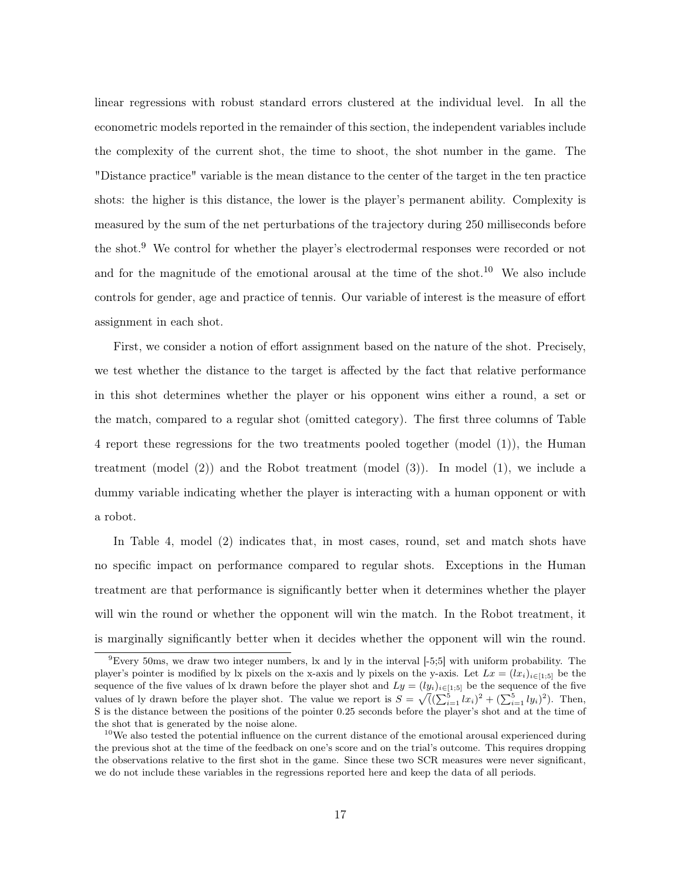linear regressions with robust standard errors clustered at the individual level. In all the econometric models reported in the remainder of this section, the independent variables include the complexity of the current shot, the time to shoot, the shot number in the game. The "Distance practice" variable is the mean distance to the center of the target in the ten practice shots: the higher is this distance, the lower is the player's permanent ability. Complexity is measured by the sum of the net perturbations of the trajectory during 250 milliseconds before the shot.[9] We control for whether the player's electrodermal responses were recorded or not and for the magnitude of the emotional arousal at the time of the shot.[10] We also include controls for gender, age and practice of tennis. Our variable of interest is the measure of effort assignment in each shot.

First, we consider a notion of effort assignment based on the nature of the shot. Precisely, we test whether the distance to the target is affected by the fact that relative performance in this shot determines whether the player or his opponent wins either a round, a set or the match, compared to a regular shot (omitted category). The first three columns of Table 4 report these regressions for the two treatments pooled together (model (1)), the Human treatment (model (2)) and the Robot treatment (model (3)). In model (1), we include a dummy variable indicating whether the player is interacting with a human opponent or with a robot.

In Table 4, model (2) indicates that, in most cases, round, set and match shots have no specific impact on performance compared to regular shots. Exceptions in the Human treatment are that performance is significantly better when it determines whether the player will win the round or whether the opponent will win the match. In the Robot treatment, it is marginally significantly better when it decides whether the opponent will win the round.

[9] Every 50ms, we draw two integer numbers, lx and ly in the interval [-5;5] with uniform probability. The player's pointer is modified by lx pixels on the x-axis and ly pixels on the y-axis. Let $Lx = (lx_i)_{i \in [1;5]}$ be the sequence of the five values of lx drawn before the player shot and $Ly = (ly_i)_{i \in [1;5]}$ be the sequence of the five values of ly drawn before the player shot. The value we report is $S = \sqrt{(}(\sum_{i=1}^{5} lx_i)^2 + (\sum_{i=1}^{5} ly_i)^2)$. Then, S is the distance between the positions of the pointer 0.25 seconds before the player's shot and at the time of the shot that is generated by the noise alone.

[10] We also tested the potential influence on the current distance of the emotional arousal experienced during the previous shot at the time of the feedback on one's score and on the trial's outcome. This requires dropping the observations relative to the first shot in the game. Since these two SCR measures were never significant, we do not include these variables in the regressions reported here and keep the data of all periods.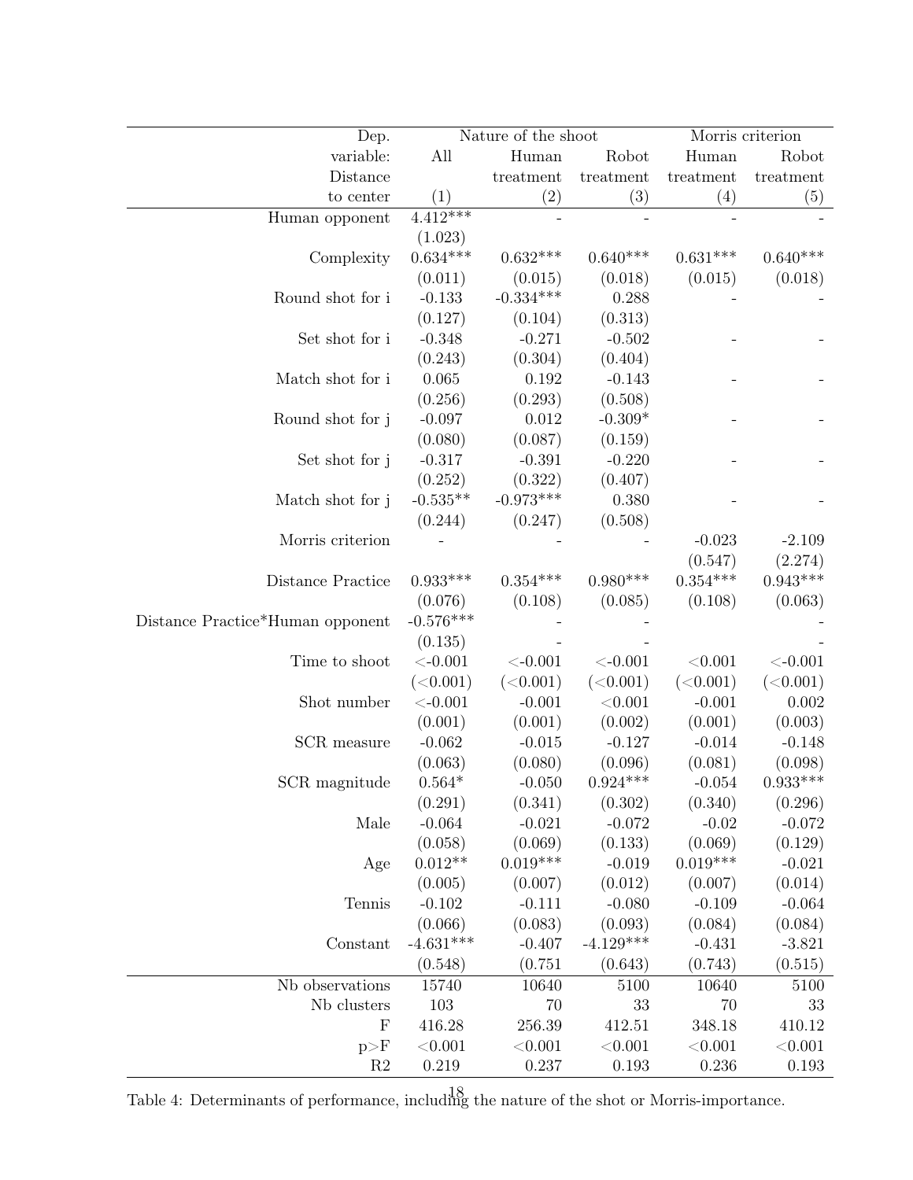| Dep. variable: Distance to center | Nature of the shoot | | | Morris criterion | |
|---|---|---|---|---|---|
| | All | Human treatment | Robot treatment | Human treatment | Robot treatment |
| | (1) | (2) | (3) | (4) | (5) |
| Human opponent | 4.412*** | - | - | - | - |
| | (1.023) | | | | |
| Complexity | 0.634*** | 0.632*** | 0.640*** | 0.631*** | 0.640*** |
| | (0.011) | (0.015) | (0.018) | (0.015) | (0.018) |
| Round shot for i | -0.133 | -0.334*** | 0.288 | - | - |
| | (0.127) | (0.104) | (0.313) | | |
| Set shot for i | -0.348 | -0.271 | -0.502 | - | - |
| | (0.243) | (0.304) | (0.404) | | |
| Match shot for i | 0.065 | 0.192 | -0.143 | - | - |
| | (0.256) | (0.293) | (0.508) | | |
| Round shot for j | -0.097 | 0.012 | -0.309* | - | - |
| | (0.080) | (0.087) | (0.159) | | |
| Set shot for j | -0.317 | -0.391 | -0.220 | - | - |
| | (0.252) | (0.322) | (0.407) | | |
| Match shot for j | -0.535** | -0.973*** | 0.380 | - | - |
| | (0.244) | (0.247) | (0.508) | | |
| Morris criterion | - | - | - | -0.023 | -2.109 |
| | | | | (0.547) | (2.274) |
| Distance Practice | 0.933*** | 0.354*** | 0.980*** | 0.354*** | 0.943*** |
| | (0.076) | (0.108) | (0.085) | (0.108) | (0.063) |
| Distance Practice*Human opponent | -0.576*** | - | - | | - |
| | (0.135) | - | - | | - |
| Time to shoot | <-0.001 | <-0.001 | <-0.001 | <0.001 | <-0.001 |
| | (<0.001) | (<0.001) | (<0.001) | (<0.001) | (<0.001) |
| Shot number | <-0.001 | -0.001 | <0.001 | -0.001 | 0.002 |
| | (0.001) | (0.001) | (0.002) | (0.001) | (0.003) |
| SCR measure | -0.062 | -0.015 | -0.127 | -0.014 | -0.148 |
| | (0.063) | (0.080) | (0.096) | (0.081) | (0.098) |
| SCR magnitude | 0.564* | -0.050 | 0.924*** | -0.054 | 0.933*** |
| | (0.291) | (0.341) | (0.302) | (0.340) | (0.296) |
| Male | -0.064 | -0.021 | -0.072 | -0.02 | -0.072 |
| | (0.058) | (0.069) | (0.133) | (0.069) | (0.129) |
| Age | 0.012** | 0.019*** | -0.019 | 0.019*** | -0.021 |
| | (0.005) | (0.007) | (0.012) | (0.007) | (0.014) |
| Tennis | -0.102 | -0.111 | -0.080 | -0.109 | -0.064 |
| | (0.066) | (0.083) | (0.093) | (0.084) | (0.084) |
| Constant | -4.631*** | -0.407 | -4.129*** | -0.431 | -3.821 |
| | (0.548) | (0.751 | (0.643) | (0.743) | (0.515) |
| Nb observations | 15740 | 10640 | 5100 | 10640 | 5100 |
| Nb clusters | 103 | 70 | 33 | 70 | 33 |
| F | 416.28 | 256.39 | 412.51 | 348.18 | 410.12 |
| p>F | <0.001 | <0.001 | <0.001 | <0.001 | <0.001 |
| R2 | 0.219 | 0.237 | 0.193 | 0.236 | 0.193 |

Table 4: Determinants of performance, including the nature of the shot or Morris-importance.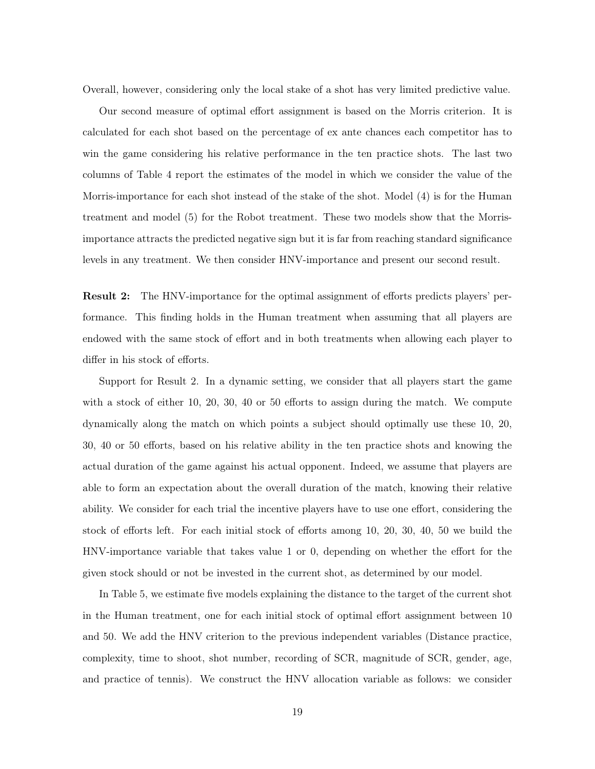Overall, however, considering only the local stake of a shot has very limited predictive value.

Our second measure of optimal effort assignment is based on the Morris criterion. It is calculated for each shot based on the percentage of ex ante chances each competitor has to win the game considering his relative performance in the ten practice shots. The last two columns of Table 4 report the estimates of the model in which we consider the value of the Morris-importance for each shot instead of the stake of the shot. Model (4) is for the Human treatment and model (5) for the Robot treatment. These two models show that the Morris-importance attracts the predicted negative sign but it is far from reaching standard significance levels in any treatment. We then consider HNV-importance and present our second result.

**Result 2:** The HNV-importance for the optimal assignment of efforts predicts players' performance. This finding holds in the Human treatment when assuming that all players are endowed with the same stock of effort and in both treatments when allowing each player to differ in his stock of efforts.

Support for Result 2. In a dynamic setting, we consider that all players start the game with a stock of either 10, 20, 30, 40 or 50 efforts to assign during the match. We compute dynamically along the match on which points a subject should optimally use these 10, 20, 30, 40 or 50 efforts, based on his relative ability in the ten practice shots and knowing the actual duration of the game against his actual opponent. Indeed, we assume that players are able to form an expectation about the overall duration of the match, knowing their relative ability. We consider for each trial the incentive players have to use one effort, considering the stock of efforts left. For each initial stock of efforts among 10, 20, 30, 40, 50 we build the HNV-importance variable that takes value 1 or 0, depending on whether the effort for the given stock should or not be invested in the current shot, as determined by our model.

In Table 5, we estimate five models explaining the distance to the target of the current shot in the Human treatment, one for each initial stock of optimal effort assignment between 10 and 50. We add the HNV criterion to the previous independent variables (Distance practice, complexity, time to shoot, shot number, recording of SCR, magnitude of SCR, gender, age, and practice of tennis). We construct the HNV allocation variable as follows: we consider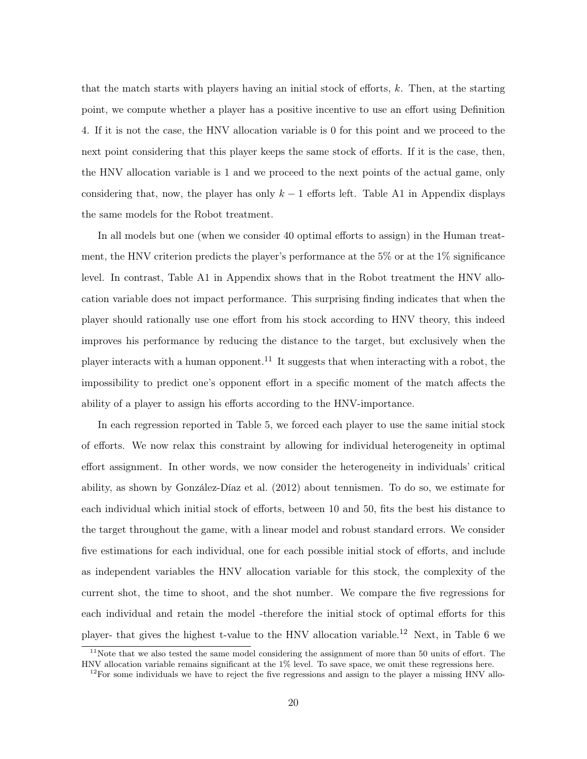that the match starts with players having an initial stock of efforts, $k$. Then, at the starting point, we compute whether a player has a positive incentive to use an effort using Definition 4. If it is not the case, the HNV allocation variable is 0 for this point and we proceed to the next point considering that this player keeps the same stock of efforts. If it is the case, then, the HNV allocation variable is 1 and we proceed to the next points of the actual game, only considering that, now, the player has only $k-1$ efforts left. Table A1 in Appendix displays the same models for the Robot treatment.

In all models but one (when we consider 40 optimal efforts to assign) in the Human treatment, the HNV criterion predicts the player's performance at the 5% or at the 1% significance level. In contrast, Table A1 in Appendix shows that in the Robot treatment the HNV allocation variable does not impact performance. This surprising finding indicates that when the player should rationally use one effort from his stock according to HNV theory, this indeed improves his performance by reducing the distance to the target, but exclusively when the player interacts with a human opponent.[11] It suggests that when interacting with a robot, the impossibility to predict one's opponent effort in a specific moment of the match affects the ability of a player to assign his efforts according to the HNV-importance.

In each regression reported in Table 5, we forced each player to use the same initial stock of efforts. We now relax this constraint by allowing for individual heterogeneity in optimal effort assignment. In other words, we now consider the heterogeneity in individuals' critical ability, as shown by González-Díaz et al. (2012) about tennismen. To do so, we estimate for each individual which initial stock of efforts, between 10 and 50, fits the best his distance to the target throughout the game, with a linear model and robust standard errors. We consider five estimations for each individual, one for each possible initial stock of efforts, and include as independent variables the HNV allocation variable for this stock, the complexity of the current shot, the time to shoot, and the shot number. We compare the five regressions for each individual and retain the model -therefore the initial stock of optimal efforts for this player- that gives the highest t-value to the HNV allocation variable.[12] Next, in Table 6 we

[11] Note that we also tested the same model considering the assignment of more than 50 units of effort. The HNV allocation variable remains significant at the 1% level. To save space, we omit these regressions here.

[12] For some individuals we have to reject the five regressions and assign to the player a missing HNV allo-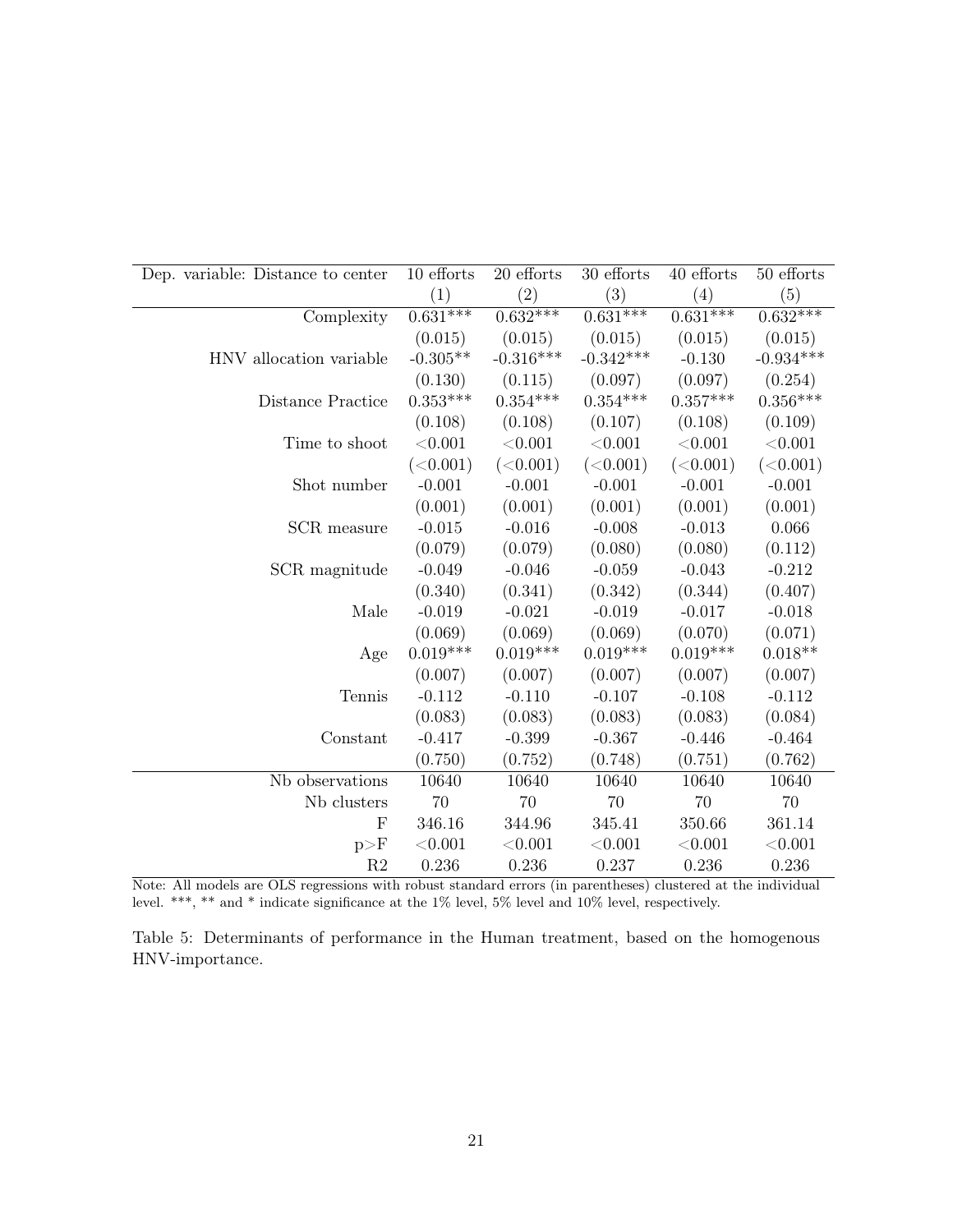| Dep. variable: Distance to center | 10 efforts | 20 efforts | 30 efforts | 40 efforts | 50 efforts |
|---|---|---|---|---|---|
| | (1) | (2) | (3) | (4) | (5) |
| Complexity | 0.631*** | 0.632*** | 0.631*** | 0.631*** | 0.632*** |
| | (0.015) | (0.015) | (0.015) | (0.015) | (0.015) |
| HNV allocation variable | -0.305** | -0.316*** | -0.342*** | -0.130 | -0.934*** |
| | (0.130) | (0.115) | (0.097) | (0.097) | (0.254) |
| Distance Practice | 0.353*** | 0.354*** | 0.354*** | 0.357*** | 0.356*** |
| | (0.108) | (0.108) | (0.107) | (0.108) | (0.109) |
| Time to shoot | <0.001 | <0.001 | <0.001 | <0.001 | <0.001 |
| | (<0.001) | (<0.001) | (<0.001) | (<0.001) | (<0.001) |
| Shot number | -0.001 | -0.001 | -0.001 | -0.001 | -0.001 |
| | (0.001) | (0.001) | (0.001) | (0.001) | (0.001) |
| SCR measure | -0.015 | -0.016 | -0.008 | -0.013 | 0.066 |
| | (0.079) | (0.079) | (0.080) | (0.080) | (0.112) |
| SCR magnitude | -0.049 | -0.046 | -0.059 | -0.043 | -0.212 |
| | (0.340) | (0.341) | (0.342) | (0.344) | (0.407) |
| Male | -0.019 | -0.021 | -0.019 | -0.017 | -0.018 |
| | (0.069) | (0.069) | (0.069) | (0.070) | (0.071) |
| Age | 0.019*** | 0.019*** | 0.019*** | 0.019*** | 0.018** |
| | (0.007) | (0.007) | (0.007) | (0.007) | (0.007) |
| Tennis | -0.112 | -0.110 | -0.107 | -0.108 | -0.112 |
| | (0.083) | (0.083) | (0.083) | (0.083) | (0.084) |
| Constant | -0.417 | -0.399 | -0.367 | -0.446 | -0.464 |
| | (0.750) | (0.752) | (0.748) | (0.751) | (0.762) |
| Nb observations | 10640 | 10640 | 10640 | 10640 | 10640 |
| Nb clusters | 70 | 70 | 70 | 70 | 70 |
| F | 346.16 | 344.96 | 345.41 | 350.66 | 361.14 |
| p>F | <0.001 | <0.001 | <0.001 | <0.001 | <0.001 |
| R2 | 0.236 | 0.236 | 0.237 | 0.236 | 0.236 |

Note: All models are OLS regressions with robust standard errors (in parentheses) clustered at the individual level. ***, ** and * indicate significance at the 1% level, 5% level and 10% level, respectively.

Table 5: Determinants of performance in the Human treatment, based on the homogenous HNV-importance.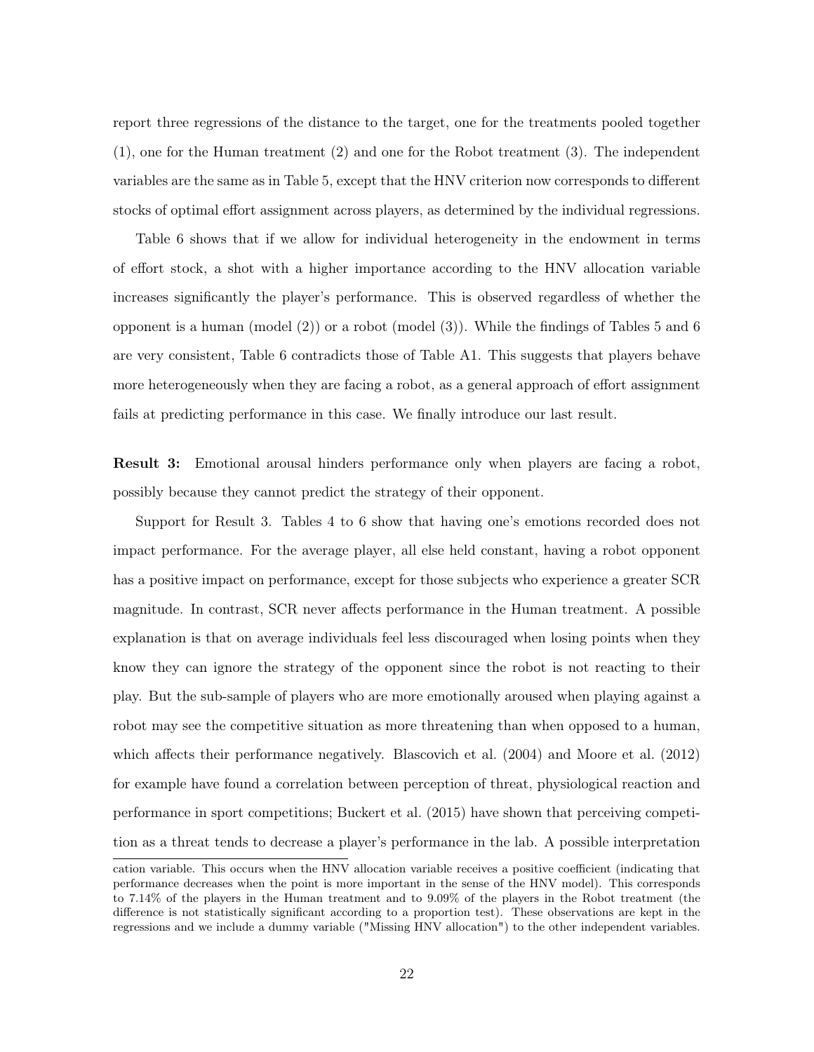report three regressions of the distance to the target, one for the treatments pooled together (1), one for the Human treatment (2) and one for the Robot treatment (3). The independent variables are the same as in Table 5, except that the HNV criterion now corresponds to different stocks of optimal effort assignment across players, as determined by the individual regressions.

Table 6 shows that if we allow for individual heterogeneity in the endowment in terms of effort stock, a shot with a higher importance according to the HNV allocation variable increases significantly the player's performance. This is observed regardless of whether the opponent is a human (model (2)) or a robot (model (3)). While the findings of Tables 5 and 6 are very consistent, Table 6 contradicts those of Table A1. This suggests that players behave more heterogeneously when they are facing a robot, as a general approach of effort assignment fails at predicting performance in this case. We finally introduce our last result.

**Result 3:** Emotional arousal hinders performance only when players are facing a robot, possibly because they cannot predict the strategy of their opponent.

Support for Result 3. Tables 4 to 6 show that having one's emotions recorded does not impact performance. For the average player, all else held constant, having a robot opponent has a positive impact on performance, except for those subjects who experience a greater SCR magnitude. In contrast, SCR never affects performance in the Human treatment. A possible explanation is that on average individuals feel less discouraged when losing points when they know they can ignore the strategy of the opponent since the robot is not reacting to their play. But the sub-sample of players who are more emotionally aroused when playing against a robot may see the competitive situation as more threatening than when opposed to a human, which affects their performance negatively. Blascovich et al. (2004) and Moore et al. (2012) for example have found a correlation between perception of threat, physiological reaction and performance in sport competitions; Buckert et al. (2015) have shown that perceiving competition as a threat tends to decrease a player's performance in the lab. A possible interpretation

cation variable. This occurs when the HNV allocation variable receives a positive coefficient (indicating that performance decreases when the point is more important in the sense of the HNV model). This corresponds to 7.14% of the players in the Human treatment and to 9.09% of the players in the Robot treatment (the difference is not statistically significant according to a proportion test). These observations are kept in the regressions and we include a dummy variable ("Missing HNV allocation") to the other independent variables.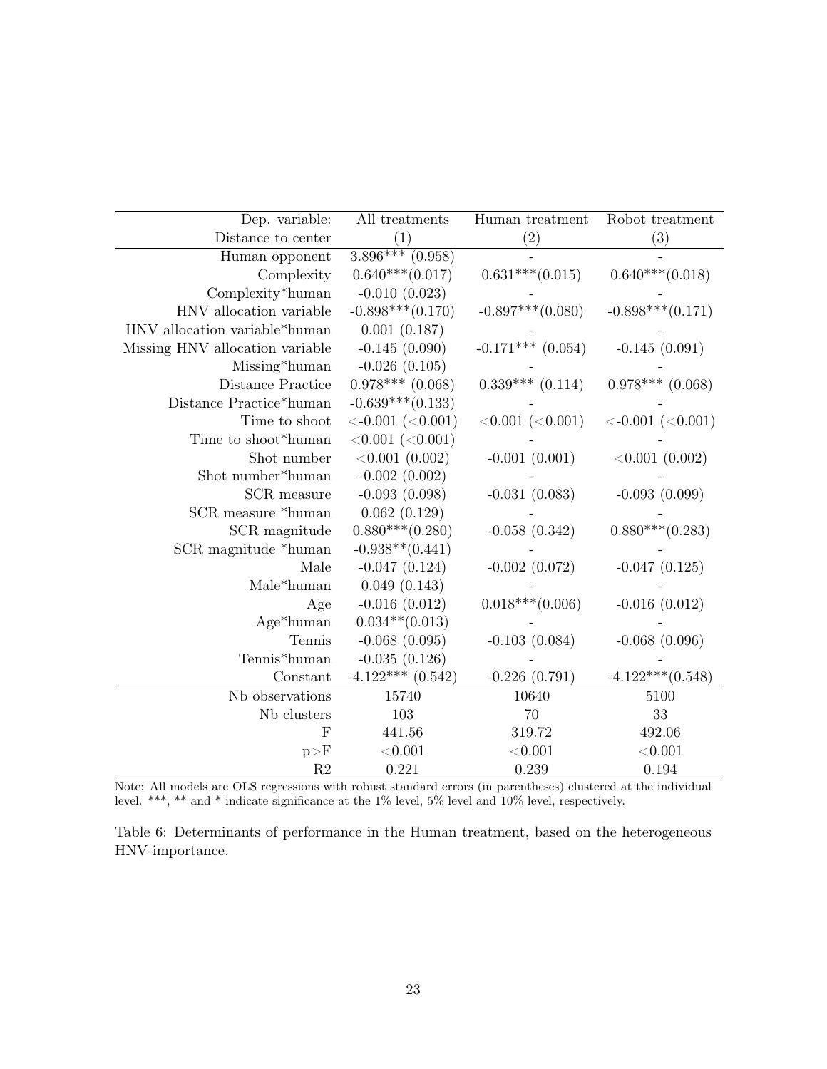| Dep. variable: Distance to center | All treatments (1) | Human treatment (2) | Robot treatment (3) |
|---|---|---|---|
| Human opponent | 3.896*** (0.958) | - | - |
| Complexity | 0.640***(0.017) | 0.631***(0.015) | 0.640***(0.018) |
| Complexity*human | -0.010 (0.023) | - | - |
| HNV allocation variable | -0.898***(0.170) | -0.897***(0.080) | -0.898***(0.171) |
| HNV allocation variable*human | 0.001 (0.187) | - | - |
| Missing HNV allocation variable | -0.145 (0.090) | -0.171*** (0.054) | -0.145 (0.091) |
| Missing*human | -0.026 (0.105) | - | - |
| Distance Practice | 0.978*** (0.068) | 0.339*** (0.114) | 0.978*** (0.068) |
| Distance Practice*human | -0.639***(0.133) | - | - |
| Time to shoot | <-0.001 (<0.001) | <0.001 (<0.001) | <-0.001 (<0.001) |
| Time to shoot*human | <0.001 (<0.001) | - | - |
| Shot number | <0.001 (0.002) | -0.001 (0.001) | <0.001 (0.002) |
| Shot number*human | -0.002 (0.002) | - | - |
| SCR measure | -0.093 (0.098) | -0.031 (0.083) | -0.093 (0.099) |
| SCR measure *human | 0.062 (0.129) | - | - |
| SCR magnitude | 0.880***(0.280) | -0.058 (0.342) | 0.880***(0.283) |
| SCR magnitude *human | -0.938**(0.441) | - | - |
| Male | -0.047 (0.124) | -0.002 (0.072) | -0.047 (0.125) |
| Male*human | 0.049 (0.143) | - | - |
| Age | -0.016 (0.012) | 0.018***(0.006) | -0.016 (0.012) |
| Age*human | 0.034**(0.013) | - | - |
| Tennis | -0.068 (0.095) | -0.103 (0.084) | -0.068 (0.096) |
| Tennis*human | -0.035 (0.126) | - | - |
| Constant | -4.122*** (0.542) | -0.226 (0.791) | -4.122***(0.548) |
| Nb observations | 15740 | 10640 | 5100 |
| Nb clusters | 103 | 70 | 33 |
| F | 441.56 | 319.72 | 492.06 |
| p>F | <0.001 | <0.001 | <0.001 |
| R2 | 0.221 | 0.239 | 0.194 |

Note: All models are OLS regressions with robust standard errors (in parentheses) clustered at the individual level. ***, ** and * indicate significance at the 1% level, 5% level and 10% level, respectively.

Table 6: Determinants of performance in the Human treatment, based on the heterogeneous HNV-importance.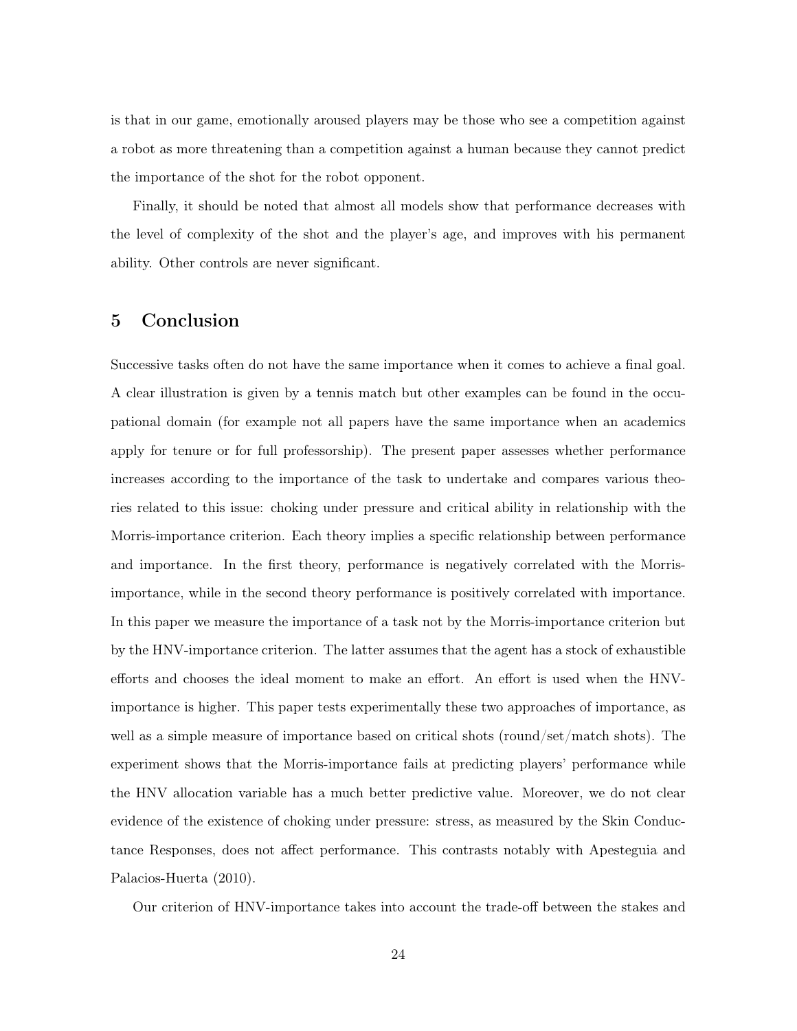is that in our game, emotionally aroused players may be those who see a competition against a robot as more threatening than a competition against a human because they cannot predict the importance of the shot for the robot opponent.

Finally, it should be noted that almost all models show that performance decreases with the level of complexity of the shot and the player's age, and improves with his permanent ability. Other controls are never significant.

## 5 Conclusion

Successive tasks often do not have the same importance when it comes to achieve a final goal. A clear illustration is given by a tennis match but other examples can be found in the occupational domain (for example not all papers have the same importance when an academics apply for tenure or for full professorship). The present paper assesses whether performance increases according to the importance of the task to undertake and compares various theories related to this issue: choking under pressure and critical ability in relationship with the Morris-importance criterion. Each theory implies a specific relationship between performance and importance. In the first theory, performance is negatively correlated with the Morris-importance, while in the second theory performance is positively correlated with importance. In this paper we measure the importance of a task not by the Morris-importance criterion but by the HNV-importance criterion. The latter assumes that the agent has a stock of exhaustible efforts and chooses the ideal moment to make an effort. An effort is used when the HNV-importance is higher. This paper tests experimentally these two approaches of importance, as well as a simple measure of importance based on critical shots (round/set/match shots). The experiment shows that the Morris-importance fails at predicting players' performance while the HNV allocation variable has a much better predictive value. Moreover, we do not clear evidence of the existence of choking under pressure: stress, as measured by the Skin Conductance Responses, does not affect performance. This contrasts notably with Apesteguia and Palacios-Huerta (2010).

Our criterion of HNV-importance takes into account the trade-off between the stakes and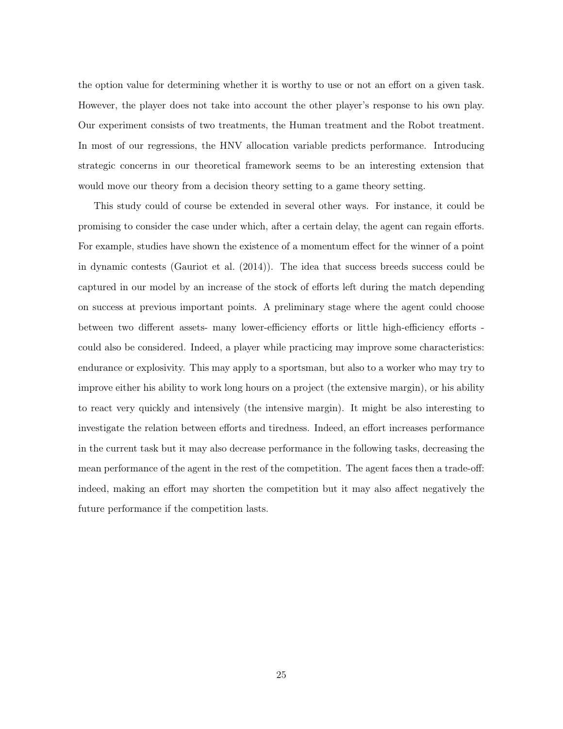the option value for determining whether it is worthy to use or not an effort on a given task. However, the player does not take into account the other player's response to his own play. Our experiment consists of two treatments, the Human treatment and the Robot treatment. In most of our regressions, the HNV allocation variable predicts performance. Introducing strategic concerns in our theoretical framework seems to be an interesting extension that would move our theory from a decision theory setting to a game theory setting.

This study could of course be extended in several other ways. For instance, it could be promising to consider the case under which, after a certain delay, the agent can regain efforts. For example, studies have shown the existence of a momentum effect for the winner of a point in dynamic contests (Gauriot et al. (2014)). The idea that success breeds success could be captured in our model by an increase of the stock of efforts left during the match depending on success at previous important points. A preliminary stage where the agent could choose between two different assets- many lower-efficiency efforts or little high-efficiency efforts - could also be considered. Indeed, a player while practicing may improve some characteristics: endurance or explosivity. This may apply to a sportsman, but also to a worker who may try to improve either his ability to work long hours on a project (the extensive margin), or his ability to react very quickly and intensively (the intensive margin). It might be also interesting to investigate the relation between efforts and tiredness. Indeed, an effort increases performance in the current task but it may also decrease performance in the following tasks, decreasing the mean performance of the agent in the rest of the competition. The agent faces then a trade-off: indeed, making an effort may shorten the competition but it may also affect negatively the future performance if the competition lasts.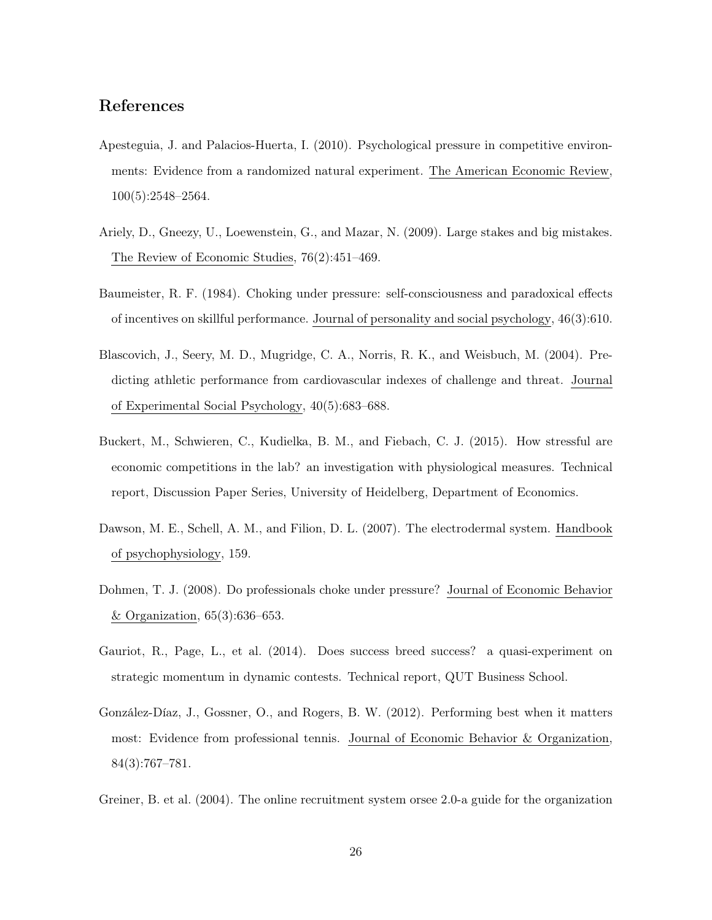## References

Apesteguia, J. and Palacios-Huerta, I. (2010). Psychological pressure in competitive environments: Evidence from a randomized natural experiment. The American Economic Review, 100(5):2548–2564.

Ariely, D., Gneezy, U., Loewenstein, G., and Mazar, N. (2009). Large stakes and big mistakes. The Review of Economic Studies, 76(2):451–469.

Baumeister, R. F. (1984). Choking under pressure: self-consciousness and paradoxical effects of incentives on skillful performance. Journal of personality and social psychology, 46(3):610.

Blascovich, J., Seery, M. D., Mugridge, C. A., Norris, R. K., and Weisbuch, M. (2004). Predicting athletic performance from cardiovascular indexes of challenge and threat. Journal of Experimental Social Psychology, 40(5):683–688.

Buckert, M., Schwieren, C., Kudielka, B. M., and Fiebach, C. J. (2015). How stressful are economic competitions in the lab? an investigation with physiological measures. Technical report, Discussion Paper Series, University of Heidelberg, Department of Economics.

Dawson, M. E., Schell, A. M., and Filion, D. L. (2007). The electrodermal system. Handbook of psychophysiology, 159.

Dohmen, T. J. (2008). Do professionals choke under pressure? Journal of Economic Behavior & Organization, 65(3):636–653.

Gauriot, R., Page, L., et al. (2014). Does success breed success? a quasi-experiment on strategic momentum in dynamic contests. Technical report, QUT Business School.

González-Díaz, J., Gossner, O., and Rogers, B. W. (2012). Performing best when it matters most: Evidence from professional tennis. Journal of Economic Behavior & Organization, 84(3):767–781.

Greiner, B. et al. (2004). The online recruitment system orsee 2.0-a guide for the organization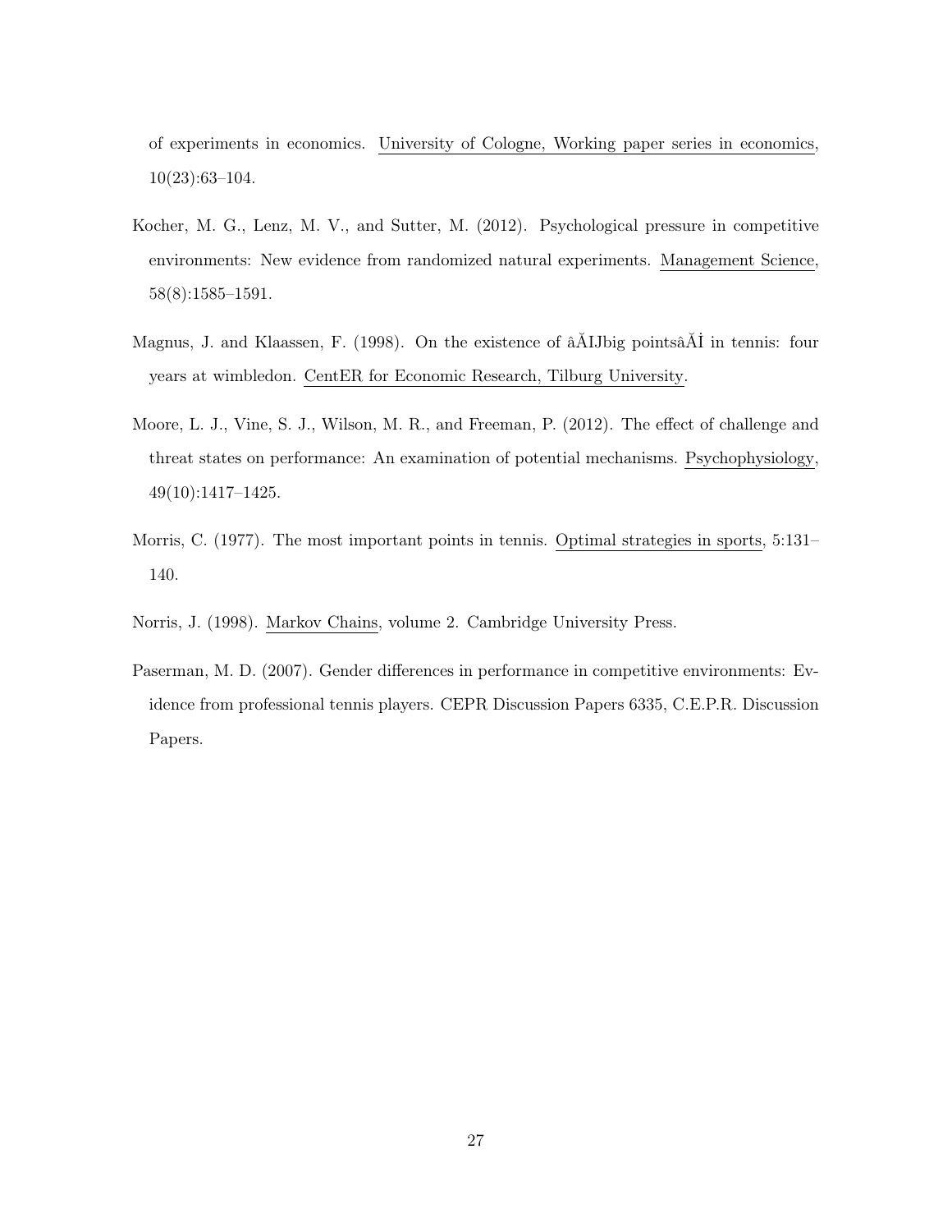of experiments in economics. University of Cologne, Working paper series in economics, 10(23):63–104.

Kocher, M. G., Lenz, M. V., and Sutter, M. (2012). Psychological pressure in competitive environments: New evidence from randomized natural experiments. Management Science, 58(8):1585–1591.

Magnus, J. and Klaassen, F. (1998). On the existence of âĂIJbig pointsâĂİ in tennis: four years at wimbledon. CentER for Economic Research, Tilburg University.

Moore, L. J., Vine, S. J., Wilson, M. R., and Freeman, P. (2012). The effect of challenge and threat states on performance: An examination of potential mechanisms. Psychophysiology, 49(10):1417–1425.

Morris, C. (1977). The most important points in tennis. Optimal strategies in sports, 5:131–140.

Norris, J. (1998). Markov Chains, volume 2. Cambridge University Press.

Paserman, M. D. (2007). Gender differences in performance in competitive environments: Evidence from professional tennis players. CEPR Discussion Papers 6335, C.E.P.R. Discussion Papers.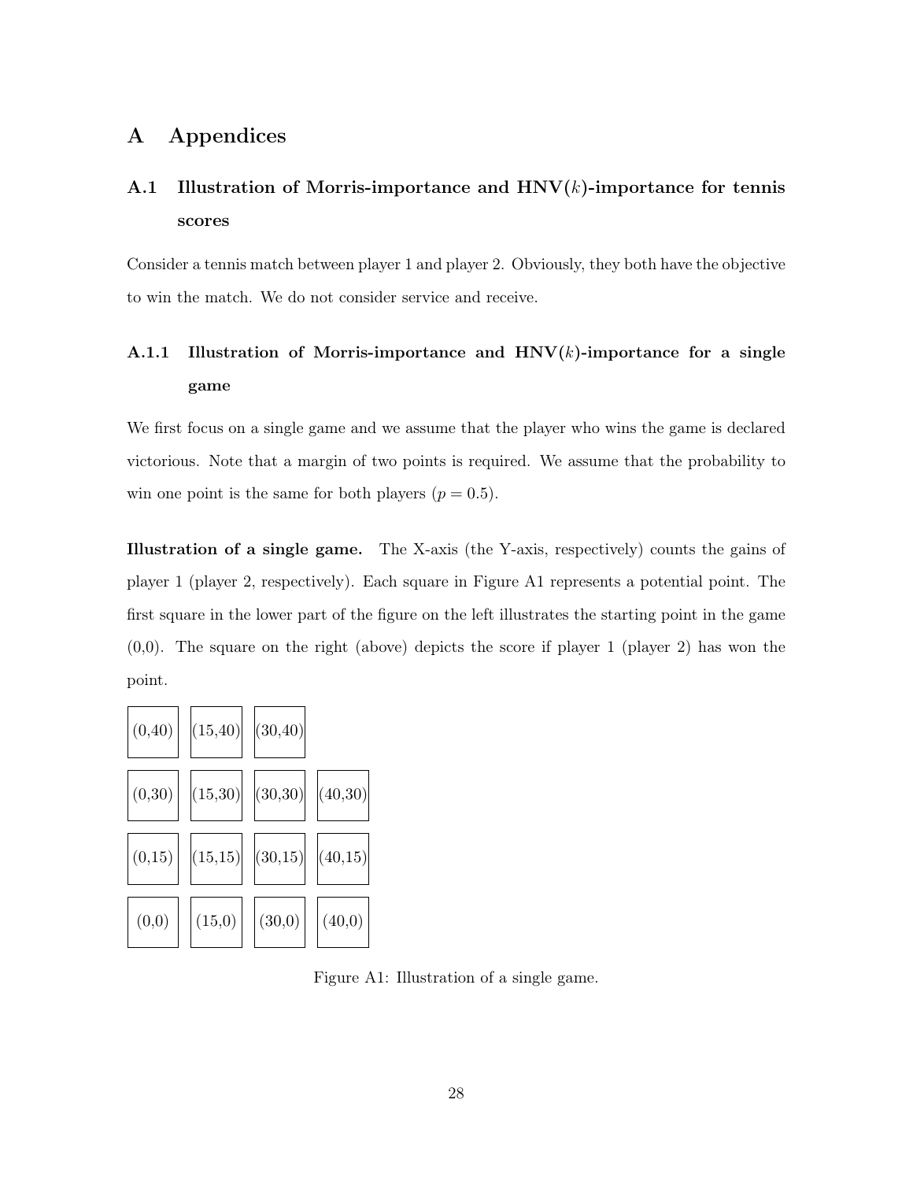# A Appendices

## A.1 Illustration of Morris-importance and HNV($k$)-importance for tennis scores

Consider a tennis match between player 1 and player 2. Obviously, they both have the objective to win the match. We do not consider service and receive.

### A.1.1 Illustration of Morris-importance and HNV($k$)-importance for a single game

We first focus on a single game and we assume that the player who wins the game is declared victorious. Note that a margin of two points is required. We assume that the probability to win one point is the same for both players ($p = 0.5$).

**Illustration of a single game.** The X-axis (the Y-axis, respectively) counts the gains of player 1 (player 2, respectively). Each square in Figure A1 represents a potential point. The first square in the lower part of the figure on the left illustrates the starting point in the game (0,0). The square on the right (above) depicts the score if player 1 (player 2) has won the point.

| | | | |
|---|---|---|---|
| (0,40) | (15,40) | (30,40) | |
| (0,30) | (15,30) | (30,30) | (40,30) |
| (0,15) | (15,15) | (30,15) | (40,15) |
| (0,0) | (15,0) | (30,0) | (40,0) |

Figure A1: Illustration of a single game.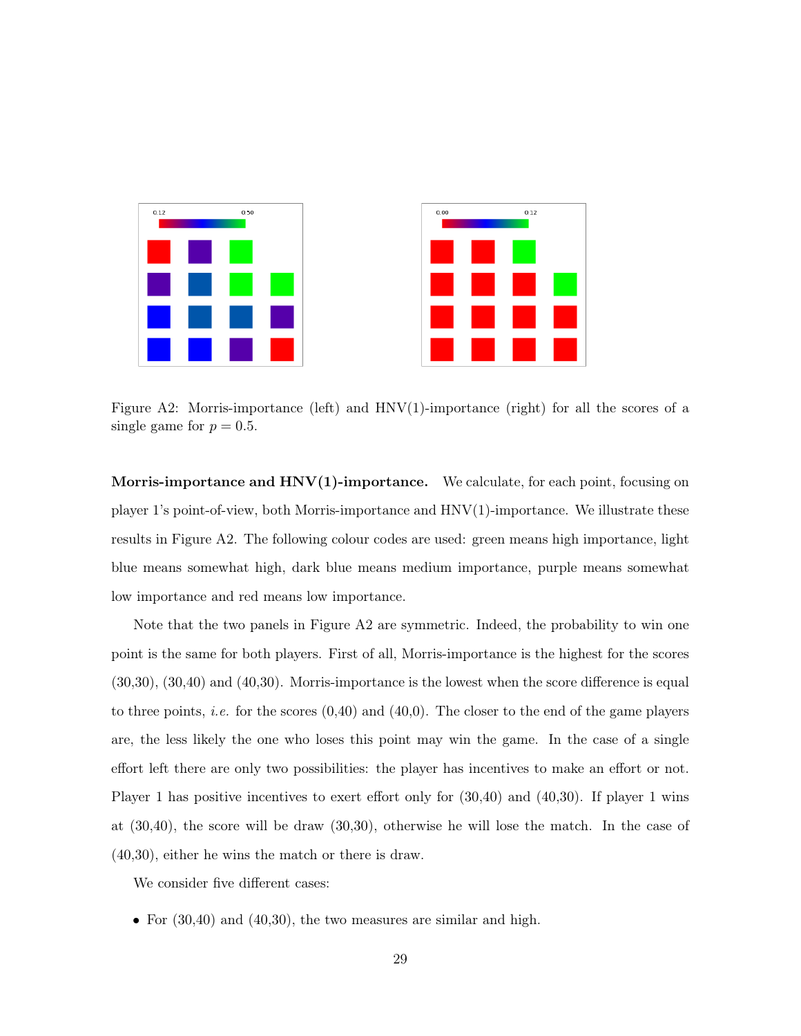Figure A2: Morris-importance (left) and HNV(1)-importance (right) for all the scores of a single game for $p = 0.5$.

**Morris-importance and HNV(1)-importance.** We calculate, for each point, focusing on player 1's point-of-view, both Morris-importance and HNV(1)-importance. We illustrate these results in Figure A2. The following colour codes are used: green means high importance, light blue means somewhat high, dark blue means medium importance, purple means somewhat low importance and red means low importance.

Note that the two panels in Figure A2 are symmetric. Indeed, the probability to win one point is the same for both players. First of all, Morris-importance is the highest for the scores (30,30), (30,40) and (40,30). Morris-importance is the lowest when the score difference is equal to three points, *i.e.* for the scores (0,40) and (40,0). The closer to the end of the game players are, the less likely the one who loses this point may win the game. In the case of a single effort left there are only two possibilities: the player has incentives to make an effort or not. Player 1 has positive incentives to exert effort only for (30,40) and (40,30). If player 1 wins at (30,40), the score will be draw (30,30), otherwise he will lose the match. In the case of (40,30), either he wins the match or there is draw.

We consider five different cases:

- For (30,40) and (40,30), the two measures are similar and high.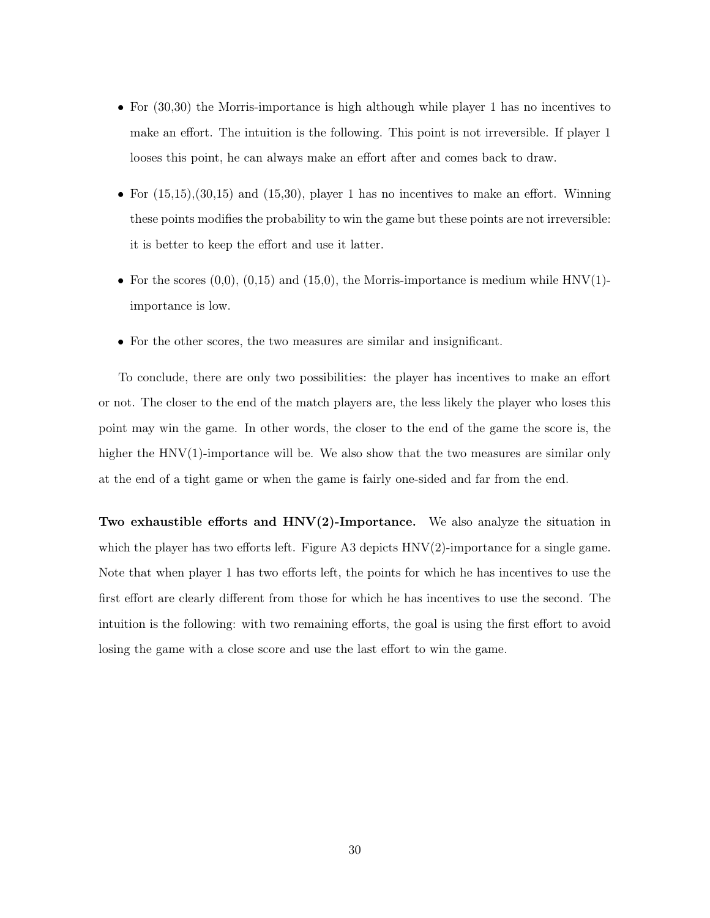- For (30,30) the Morris-importance is high although while player 1 has no incentives to make an effort. The intuition is the following. This point is not irreversible. If player 1 looses this point, he can always make an effort after and comes back to draw.

- For (15,15),(30,15) and (15,30), player 1 has no incentives to make an effort. Winning these points modifies the probability to win the game but these points are not irreversible: it is better to keep the effort and use it latter.

- For the scores (0,0), (0,15) and (15,0), the Morris-importance is medium while HNV(1)-importance is low.

- For the other scores, the two measures are similar and insignificant.

To conclude, there are only two possibilities: the player has incentives to make an effort or not. The closer to the end of the match players are, the less likely the player who loses this point may win the game. In other words, the closer to the end of the game the score is, the higher the HNV(1)-importance will be. We also show that the two measures are similar only at the end of a tight game or when the game is fairly one-sided and far from the end.

**Two exhaustible efforts and HNV(2)-Importance.** We also analyze the situation in which the player has two efforts left. Figure A3 depicts HNV(2)-importance for a single game. Note that when player 1 has two efforts left, the points for which he has incentives to use the first effort are clearly different from those for which he has incentives to use the second. The intuition is the following: with two remaining efforts, the goal is using the first effort to avoid losing the game with a close score and use the last effort to win the game.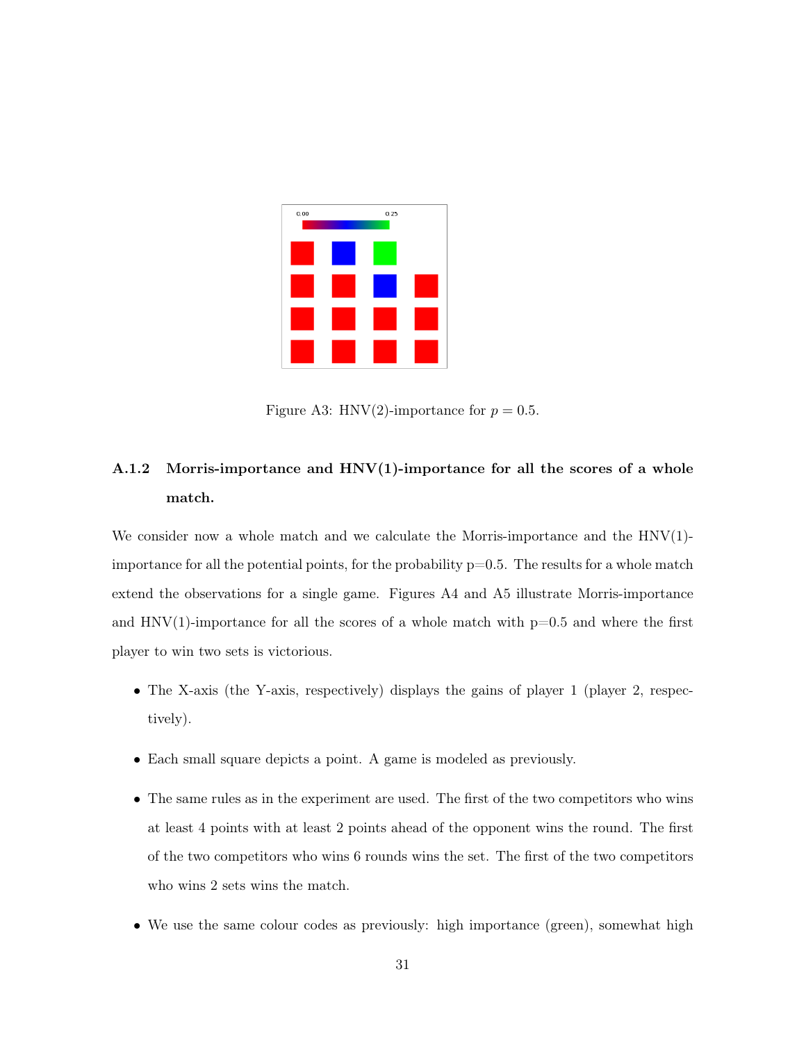Figure A3: HNV(2)-importance for $p = 0.5$.

### A.1.2 Morris-importance and HNV(1)-importance for all the scores of a whole match.

We consider now a whole match and we calculate the Morris-importance and the HNV(1)-importance for all the potential points, for the probability p=0.5. The results for a whole match extend the observations for a single game. Figures A4 and A5 illustrate Morris-importance and HNV(1)-importance for all the scores of a whole match with p=0.5 and where the first player to win two sets is victorious.

- The X-axis (the Y-axis, respectively) displays the gains of player 1 (player 2, respectively).
- Each small square depicts a point. A game is modeled as previously.
- The same rules as in the experiment are used. The first of the two competitors who wins at least 4 points with at least 2 points ahead of the opponent wins the round. The first of the two competitors who wins 6 rounds wins the set. The first of the two competitors who wins 2 sets wins the match.
- We use the same colour codes as previously: high importance (green), somewhat high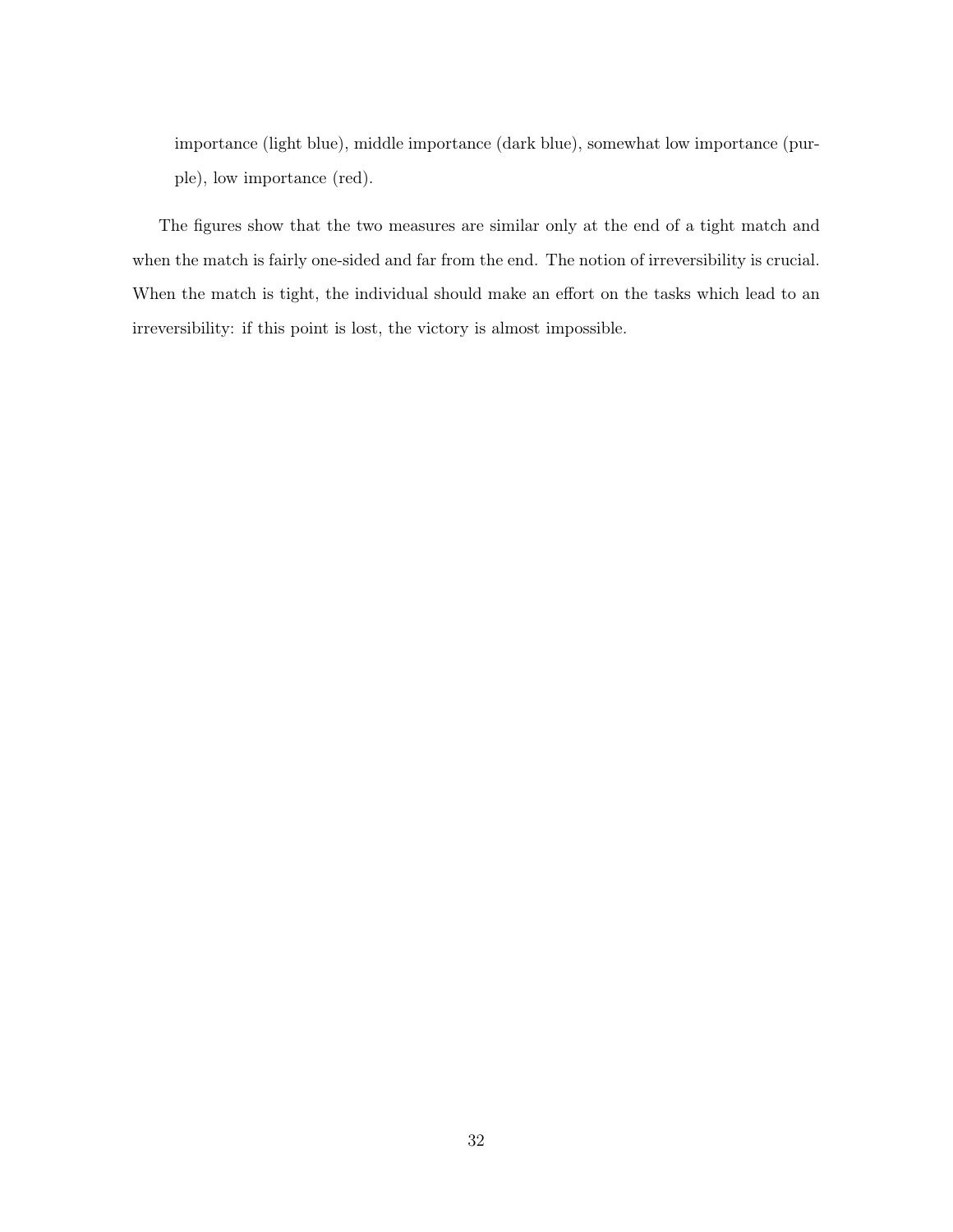importance (light blue), middle importance (dark blue), somewhat low importance (purple), low importance (red).

The figures show that the two measures are similar only at the end of a tight match and when the match is fairly one-sided and far from the end. The notion of irreversibility is crucial. When the match is tight, the individual should make an effort on the tasks which lead to an irreversibility: if this point is lost, the victory is almost impossible.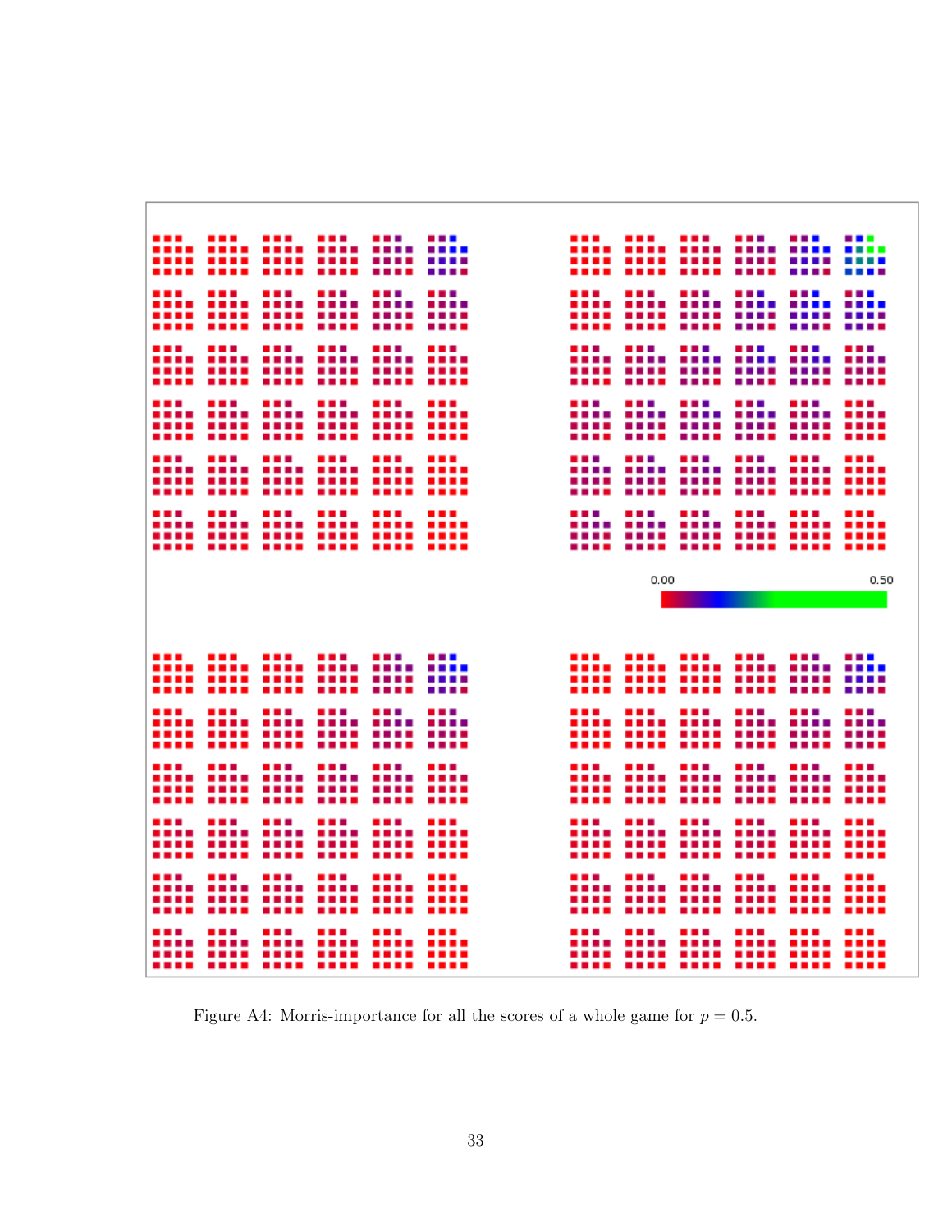Figure A4: Morris-importance for all the scores of a whole game for $p = 0.5$.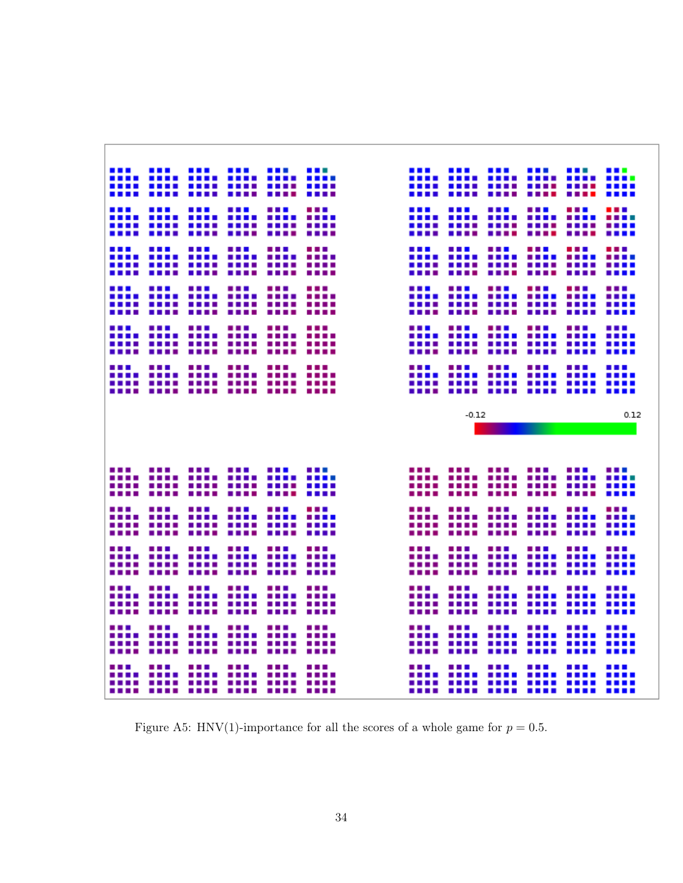Figure A5: HNV(1)-importance for all the scores of a whole game for $p = 0.5$.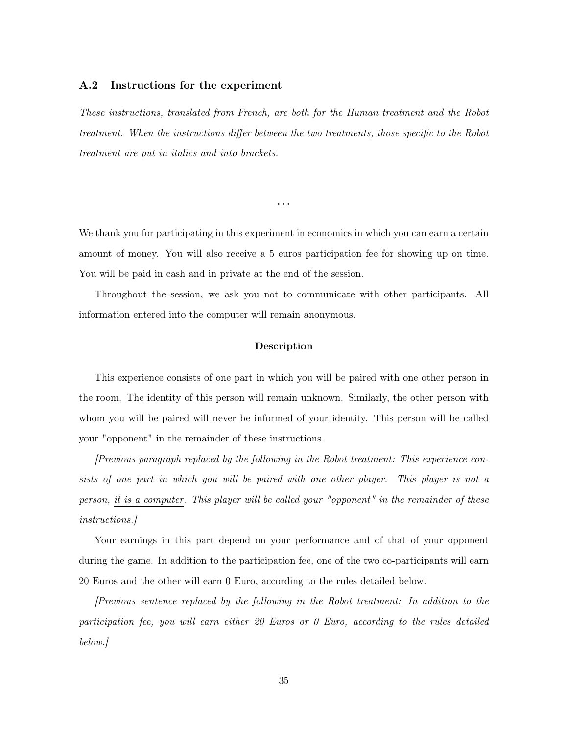### A.2 Instructions for the experiment

*These instructions, translated from French, are both for the Human treatment and the Robot treatment. When the instructions differ between the two treatments, those specific to the Robot treatment are put in italics and into brackets.*

...

We thank you for participating in this experiment in economics in which you can earn a certain amount of money. You will also receive a 5 euros participation fee for showing up on time. You will be paid in cash and in private at the end of the session.

Throughout the session, we ask you not to communicate with other participants. All information entered into the computer will remain anonymous.

**Description**

This experience consists of one part in which you will be paired with one other person in the room. The identity of this person will remain unknown. Similarly, the other person with whom you will be paired will never be informed of your identity. This person will be called your "opponent" in the remainder of these instructions.

*[Previous paragraph replaced by the following in the Robot treatment: This experience consists of one part in which you will be paired with one other player. This player is not a person, it is a computer. This player will be called your "opponent" in the remainder of these instructions.]*

Your earnings in this part depend on your performance and of that of your opponent during the game. In addition to the participation fee, one of the two co-participants will earn 20 Euros and the other will earn 0 Euro, according to the rules detailed below.

*[Previous sentence replaced by the following in the Robot treatment: In addition to the participation fee, you will earn either 20 Euros or 0 Euro, according to the rules detailed below.]*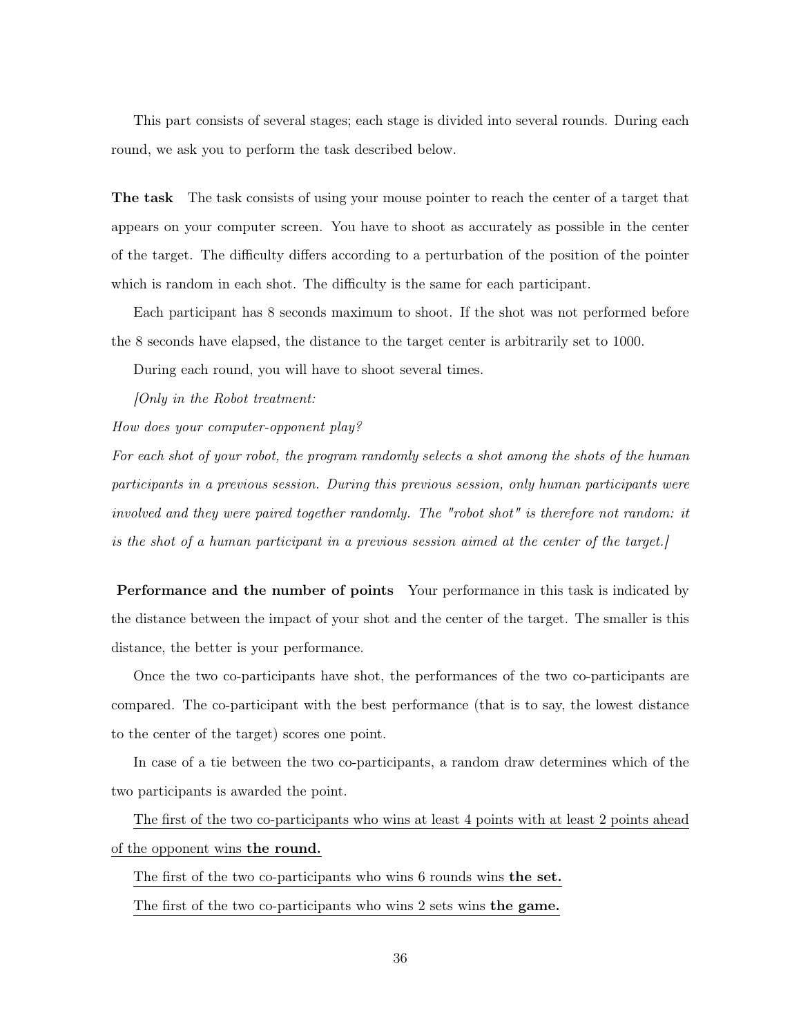This part consists of several stages; each stage is divided into several rounds. During each round, we ask you to perform the task described below.

**The task** The task consists of using your mouse pointer to reach the center of a target that appears on your computer screen. You have to shoot as accurately as possible in the center of the target. The difficulty differs according to a perturbation of the position of the pointer which is random in each shot. The difficulty is the same for each participant.

Each participant has 8 seconds maximum to shoot. If the shot was not performed before the 8 seconds have elapsed, the distance to the target center is arbitrarily set to 1000.

During each round, you will have to shoot several times.

*[Only in the Robot treatment:*

*How does your computer-opponent play?*

*For each shot of your robot, the program randomly selects a shot among the shots of the human participants in a previous session. During this previous session, only human participants were involved and they were paired together randomly. The "robot shot" is therefore not random: it is the shot of a human participant in a previous session aimed at the center of the target.]*

**Performance and the number of points** Your performance in this task is indicated by the distance between the impact of your shot and the center of the target. The smaller is this distance, the better is your performance.

Once the two co-participants have shot, the performances of the two co-participants are compared. The co-participant with the best performance (that is to say, the lowest distance to the center of the target) scores one point.

In case of a tie between the two co-participants, a random draw determines which of the two participants is awarded the point.

<u>The first of the two co-participants who wins at least 4 points with at least 2 points ahead of the opponent wins **the round.**</u>

<u>The first of the two co-participants who wins 6 rounds wins **the set.**</u>

<u>The first of the two co-participants who wins 2 sets wins **the game.**</u>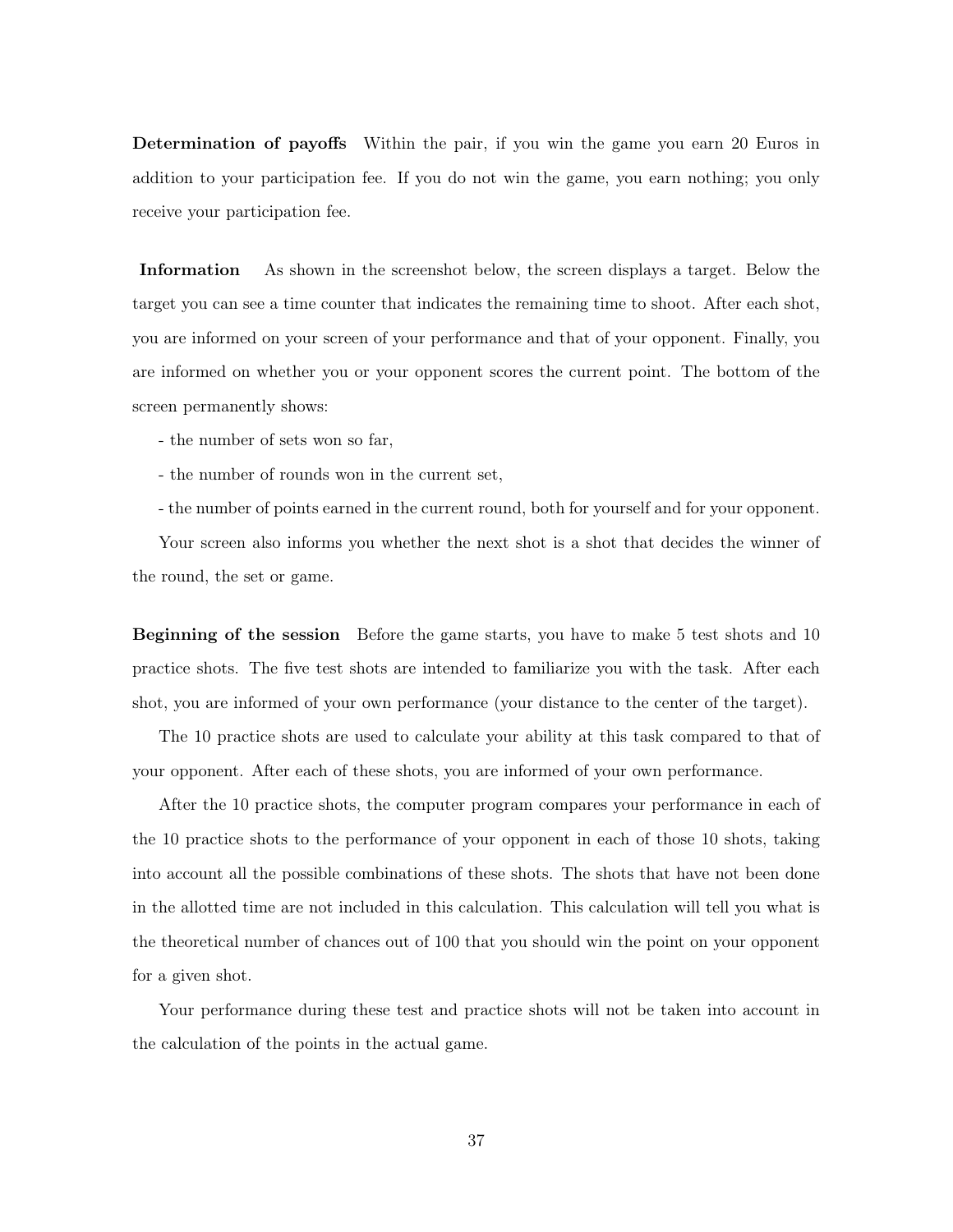**Determination of payoffs** Within the pair, if you win the game you earn 20 Euros in addition to your participation fee. If you do not win the game, you earn nothing; you only receive your participation fee.

**Information** As shown in the screenshot below, the screen displays a target. Below the target you can see a time counter that indicates the remaining time to shoot. After each shot, you are informed on your screen of your performance and that of your opponent. Finally, you are informed on whether you or your opponent scores the current point. The bottom of the screen permanently shows:

- the number of sets won so far,
- the number of rounds won in the current set,
- the number of points earned in the current round, both for yourself and for your opponent.

Your screen also informs you whether the next shot is a shot that decides the winner of the round, the set or game.

**Beginning of the session** Before the game starts, you have to make 5 test shots and 10 practice shots. The five test shots are intended to familiarize you with the task. After each shot, you are informed of your own performance (your distance to the center of the target).

The 10 practice shots are used to calculate your ability at this task compared to that of your opponent. After each of these shots, you are informed of your own performance.

After the 10 practice shots, the computer program compares your performance in each of the 10 practice shots to the performance of your opponent in each of those 10 shots, taking into account all the possible combinations of these shots. The shots that have not been done in the allotted time are not included in this calculation. This calculation will tell you what is the theoretical number of chances out of 100 that you should win the point on your opponent for a given shot.

Your performance during these test and practice shots will not be taken into account in the calculation of the points in the actual game.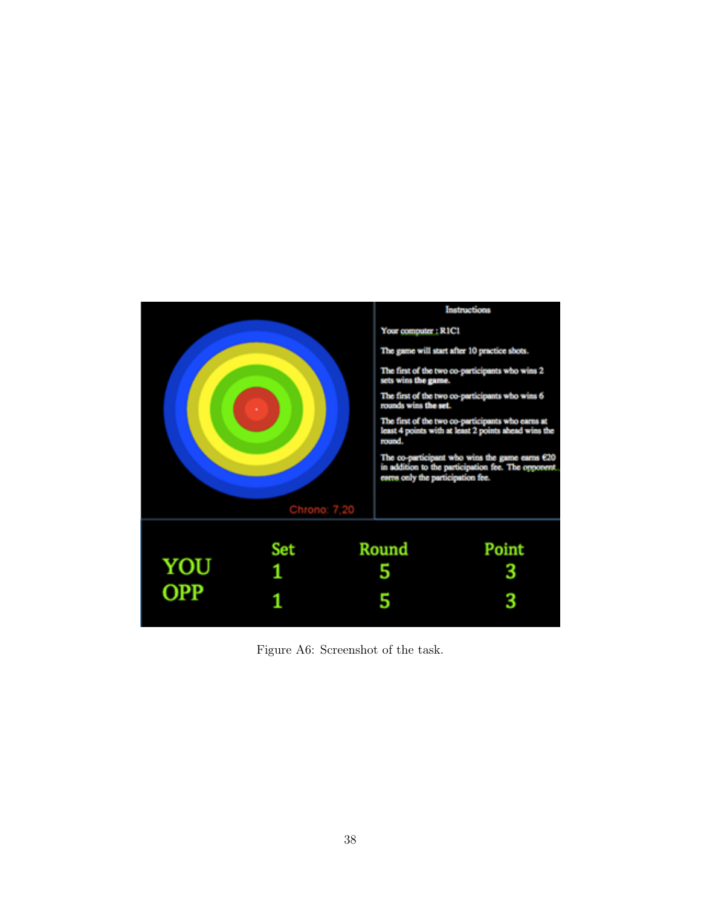Figure A6: Screenshot of the task.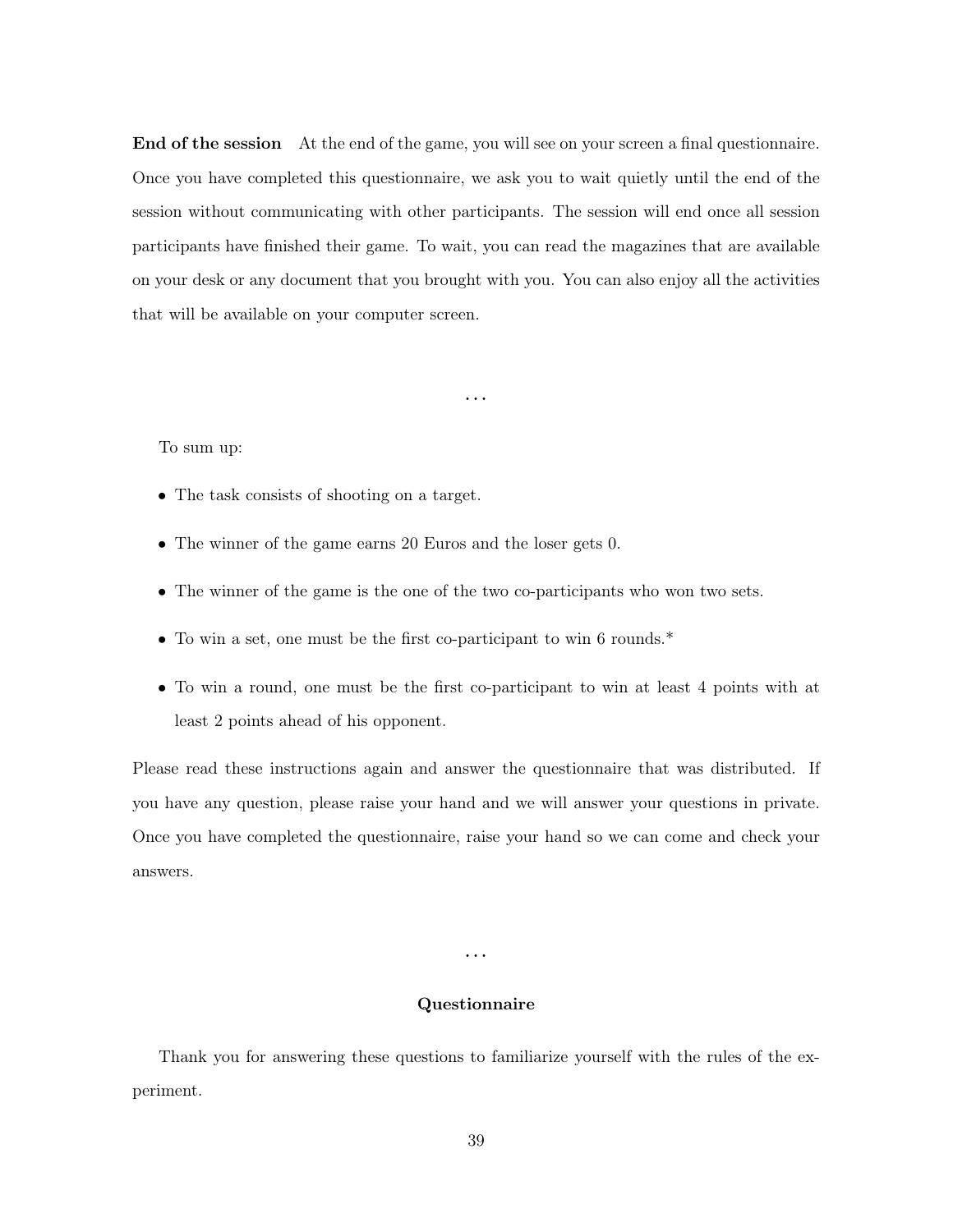**End of the session** At the end of the game, you will see on your screen a final questionnaire. Once you have completed this questionnaire, we ask you to wait quietly until the end of the session without communicating with other participants. The session will end once all session participants have finished their game. To wait, you can read the magazines that are available on your desk or any document that you brought with you. You can also enjoy all the activities that will be available on your computer screen.

...

To sum up:

- The task consists of shooting on a target.
- The winner of the game earns 20 Euros and the loser gets 0.
- The winner of the game is the one of the two co-participants who won two sets.
- To win a set, one must be the first co-participant to win 6 rounds.*
- To win a round, one must be the first co-participant to win at least 4 points with at least 2 points ahead of his opponent.

Please read these instructions again and answer the questionnaire that was distributed. If you have any question, please raise your hand and we will answer your questions in private. Once you have completed the questionnaire, raise your hand so we can come and check your answers.

...

**Questionnaire**

Thank you for answering these questions to familiarize yourself with the rules of the experiment.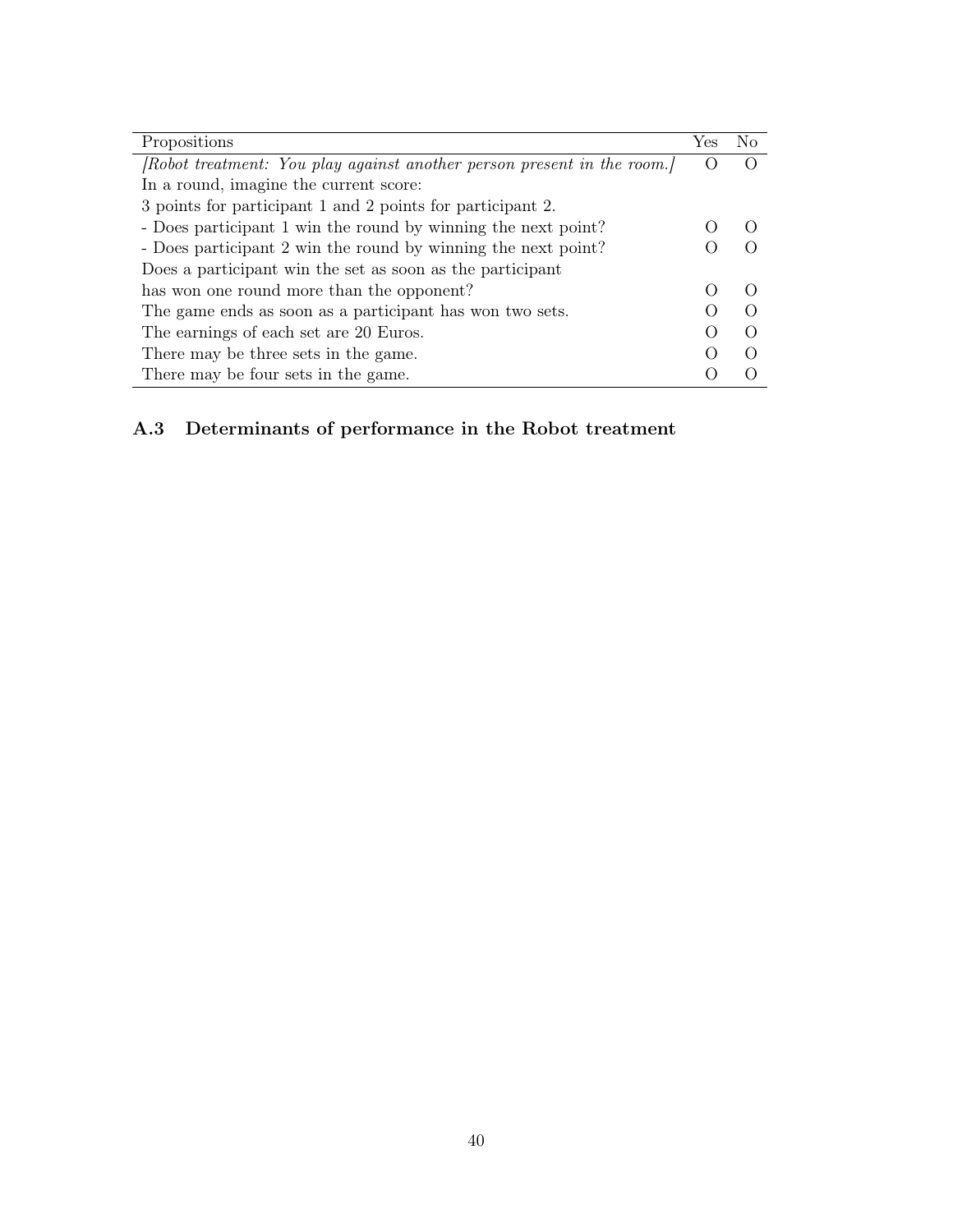| Propositions | Yes | No |
|---|---|---|
| *[Robot treatment: You play against another person present in the room.]* | O | O |
| In a round, imagine the current score: | | |
| 3 points for participant 1 and 2 points for participant 2. | | |
| - Does participant 1 win the round by winning the next point? | O | O |
| - Does participant 2 win the round by winning the next point? | O | O |
| Does a participant win the set as soon as the participant | | |
| has won one round more than the opponent? | O | O |
| The game ends as soon as a participant has won two sets. | O | O |
| The earnings of each set are 20 Euros. | O | O |
| There may be three sets in the game. | O | O |
| There may be four sets in the game. | O | O |

### A.3 Determinants of performance in the Robot treatment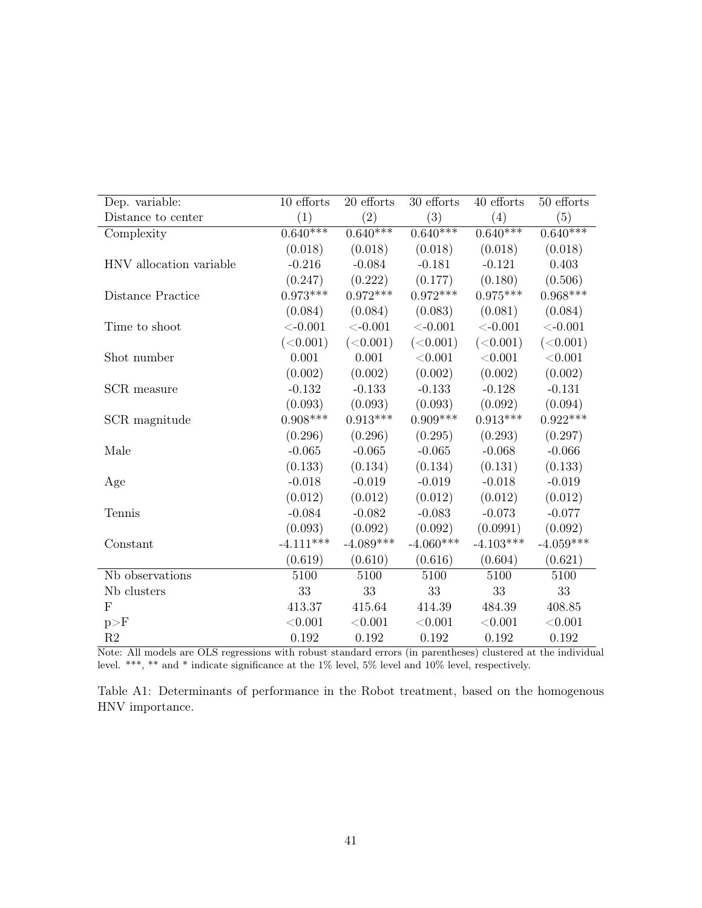| Dep. variable: | 10 efforts | 20 efforts | 30 efforts | 40 efforts | 50 efforts |
|---|---|---|---|---|---|
| Distance to center | (1) | (2) | (3) | (4) | (5) |
| Complexity | 0.640*** | 0.640*** | 0.640*** | 0.640*** | 0.640*** |
| | (0.018) | (0.018) | (0.018) | (0.018) | (0.018) |
| HNV allocation variable | -0.216 | -0.084 | -0.181 | -0.121 | 0.403 |
| | (0.247) | (0.222) | (0.177) | (0.180) | (0.506) |
| Distance Practice | 0.973*** | 0.972*** | 0.972*** | 0.975*** | 0.968*** |
| | (0.084) | (0.084) | (0.083) | (0.081) | (0.084) |
| Time to shoot | <-0.001 | <-0.001 | <-0.001 | <-0.001 | <-0.001 |
| | (<0.001) | (<0.001) | (<0.001) | (<0.001) | (<0.001) |
| Shot number | 0.001 | 0.001 | <0.001 | <0.001 | <0.001 |
| | (0.002) | (0.002) | (0.002) | (0.002) | (0.002) |
| SCR measure | -0.132 | -0.133 | -0.133 | -0.128 | -0.131 |
| | (0.093) | (0.093) | (0.093) | (0.092) | (0.094) |
| SCR magnitude | 0.908*** | 0.913*** | 0.909*** | 0.913*** | 0.922*** |
| | (0.296) | (0.296) | (0.295) | (0.293) | (0.297) |
| Male | -0.065 | -0.065 | -0.065 | -0.068 | -0.066 |
| | (0.133) | (0.134) | (0.134) | (0.131) | (0.133) |
| Age | -0.018 | -0.019 | -0.019 | -0.018 | -0.019 |
| | (0.012) | (0.012) | (0.012) | (0.012) | (0.012) |
| Tennis | -0.084 | -0.082 | -0.083 | -0.073 | -0.077 |
| | (0.093) | (0.092) | (0.092) | (0.0991) | (0.092) |
| Constant | -4.111*** | -4.089*** | -4.060*** | -4.103*** | -4.059*** |
| | (0.619) | (0.610) | (0.616) | (0.604) | (0.621) |
| Nb observations | 5100 | 5100 | 5100 | 5100 | 5100 |
| Nb clusters | 33 | 33 | 33 | 33 | 33 |
| F | 413.37 | 415.64 | 414.39 | 484.39 | 408.85 |
| p>F | <0.001 | <0.001 | <0.001 | <0.001 | <0.001 |
| R2 | 0.192 | 0.192 | 0.192 | 0.192 | 0.192 |

Note: All models are OLS regressions with robust standard errors (in parentheses) clustered at the individual level. ***, ** and * indicate significance at the 1% level, 5% level and 10% level, respectively.

Table A1: Determinants of performance in the Robot treatment, based on the homogenous HNV importance.